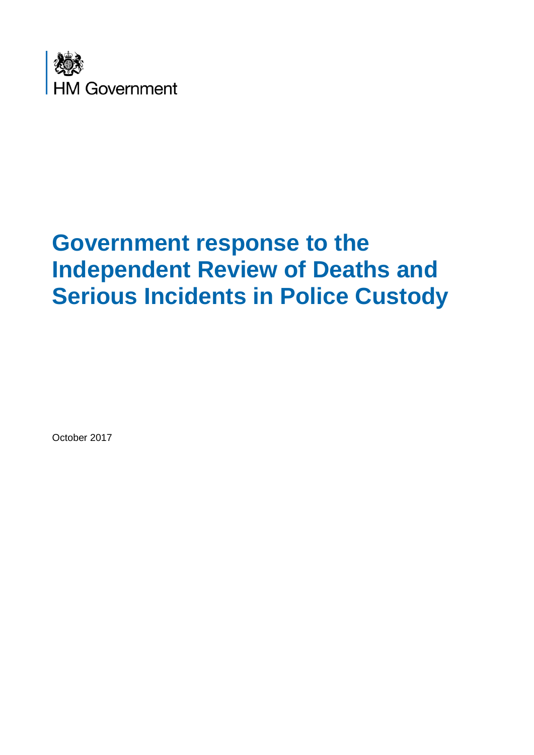HM Government

# Government response to the Independent Review of Deaths and Serious Incidents in Police Custody

October 2017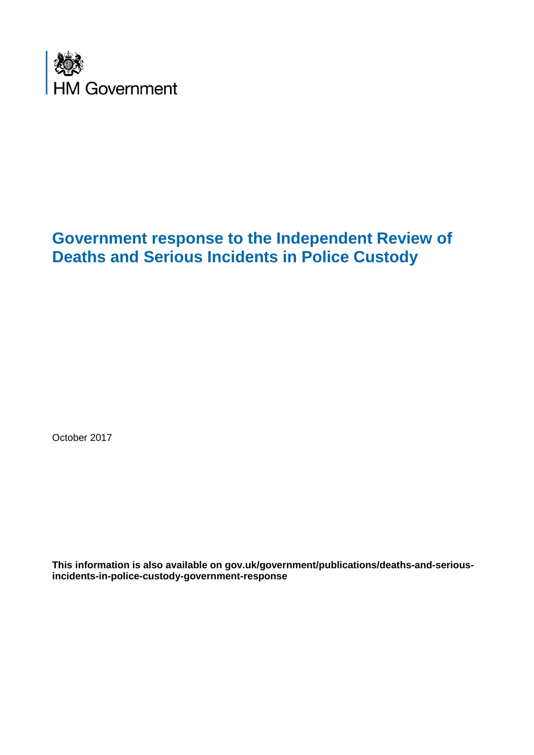HM Government

# Government response to the Independent Review of Deaths and Serious Incidents in Police Custody

October 2017

**This information is also available on gov.uk/government/publications/deaths-and-serious-incidents-in-police-custody-government-response**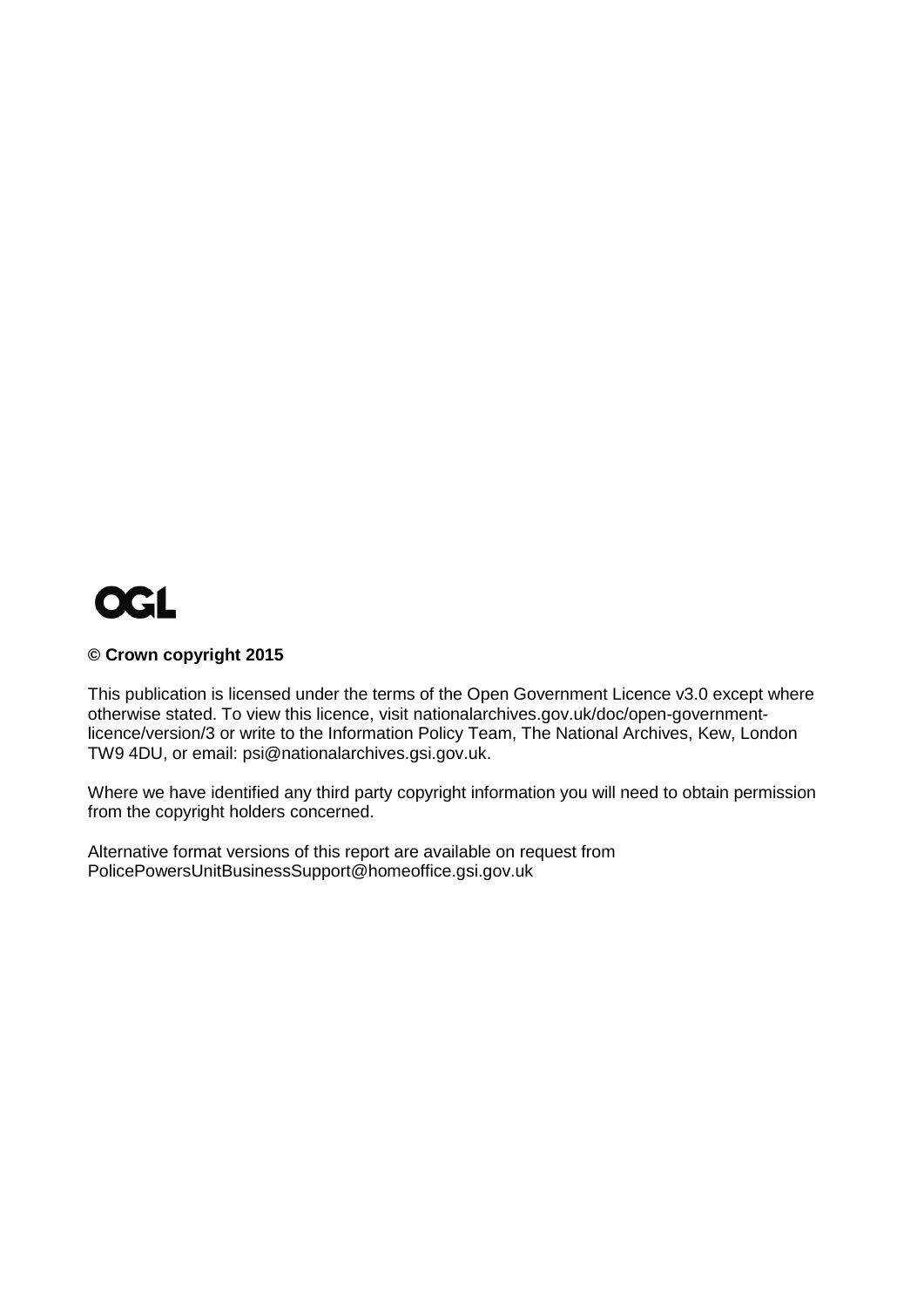OGL

**© Crown copyright 2015**

This publication is licensed under the terms of the Open Government Licence v3.0 except where otherwise stated. To view this licence, visit nationalarchives.gov.uk/doc/open-government-licence/version/3 or write to the Information Policy Team, The National Archives, Kew, London TW9 4DU, or email: psi@nationalarchives.gsi.gov.uk.

Where we have identified any third party copyright information you will need to obtain permission from the copyright holders concerned.

Alternative format versions of this report are available on request from PolicePowersUnitBusinessSupport@homeoffice.gsi.gov.uk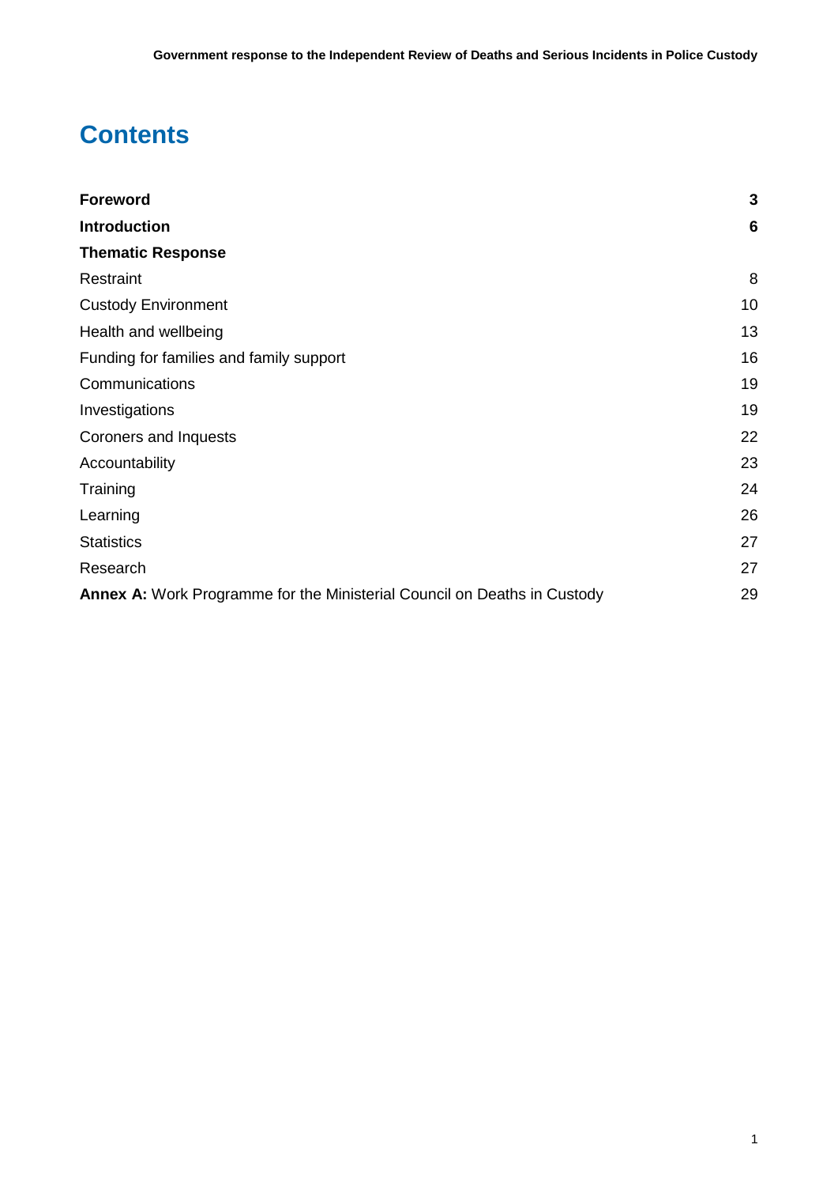# Contents

| | |
|---|---|
| **Foreword** | **3** |
| **Introduction** | **6** |
| **Thematic Response** | |
| Restraint | 8 |
| Custody Environment | 10 |
| Health and wellbeing | 13 |
| Funding for families and family support | 16 |
| Communications | 19 |
| Investigations | 19 |
| Coroners and Inquests | 22 |
| Accountability | 23 |
| Training | 24 |
| Learning | 26 |
| Statistics | 27 |
| Research | 27 |
| **Annex A:** Work Programme for the Ministerial Council on Deaths in Custody | 29 |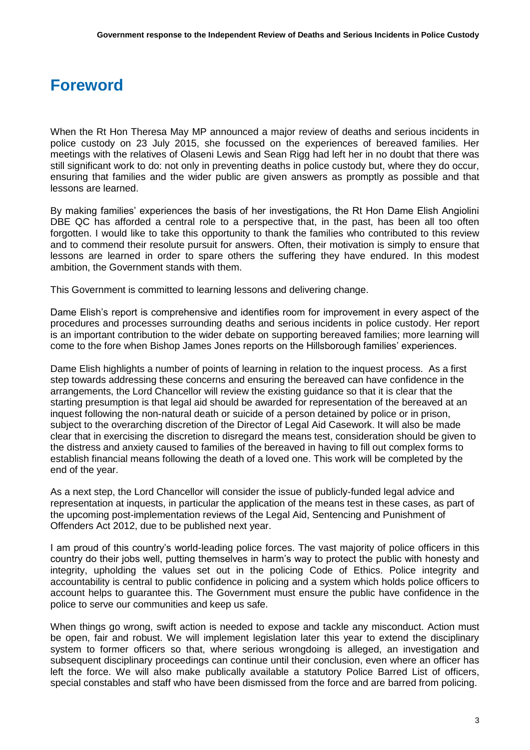# Foreword

When the Rt Hon Theresa May MP announced a major review of deaths and serious incidents in police custody on 23 July 2015, she focussed on the experiences of bereaved families. Her meetings with the relatives of Olaseni Lewis and Sean Rigg had left her in no doubt that there was still significant work to do: not only in preventing deaths in police custody but, where they do occur, ensuring that families and the wider public are given answers as promptly as possible and that lessons are learned.

By making families' experiences the basis of her investigations, the Rt Hon Dame Elish Angiolini DBE QC has afforded a central role to a perspective that, in the past, has been all too often forgotten. I would like to take this opportunity to thank the families who contributed to this review and to commend their resolute pursuit for answers. Often, their motivation is simply to ensure that lessons are learned in order to spare others the suffering they have endured. In this modest ambition, the Government stands with them.

This Government is committed to learning lessons and delivering change.

Dame Elish's report is comprehensive and identifies room for improvement in every aspect of the procedures and processes surrounding deaths and serious incidents in police custody. Her report is an important contribution to the wider debate on supporting bereaved families; more learning will come to the fore when Bishop James Jones reports on the Hillsborough families' experiences.

Dame Elish highlights a number of points of learning in relation to the inquest process. As a first step towards addressing these concerns and ensuring the bereaved can have confidence in the arrangements, the Lord Chancellor will review the existing guidance so that it is clear that the starting presumption is that legal aid should be awarded for representation of the bereaved at an inquest following the non-natural death or suicide of a person detained by police or in prison, subject to the overarching discretion of the Director of Legal Aid Casework. It will also be made clear that in exercising the discretion to disregard the means test, consideration should be given to the distress and anxiety caused to families of the bereaved in having to fill out complex forms to establish financial means following the death of a loved one. This work will be completed by the end of the year.

As a next step, the Lord Chancellor will consider the issue of publicly-funded legal advice and representation at inquests, in particular the application of the means test in these cases, as part of the upcoming post-implementation reviews of the Legal Aid, Sentencing and Punishment of Offenders Act 2012, due to be published next year.

I am proud of this country's world-leading police forces. The vast majority of police officers in this country do their jobs well, putting themselves in harm's way to protect the public with honesty and integrity, upholding the values set out in the policing Code of Ethics. Police integrity and accountability is central to public confidence in policing and a system which holds police officers to account helps to guarantee this. The Government must ensure the public have confidence in the police to serve our communities and keep us safe.

When things go wrong, swift action is needed to expose and tackle any misconduct. Action must be open, fair and robust. We will implement legislation later this year to extend the disciplinary system to former officers so that, where serious wrongdoing is alleged, an investigation and subsequent disciplinary proceedings can continue until their conclusion, even where an officer has left the force. We will also make publically available a statutory Police Barred List of officers, special constables and staff who have been dismissed from the force and are barred from policing.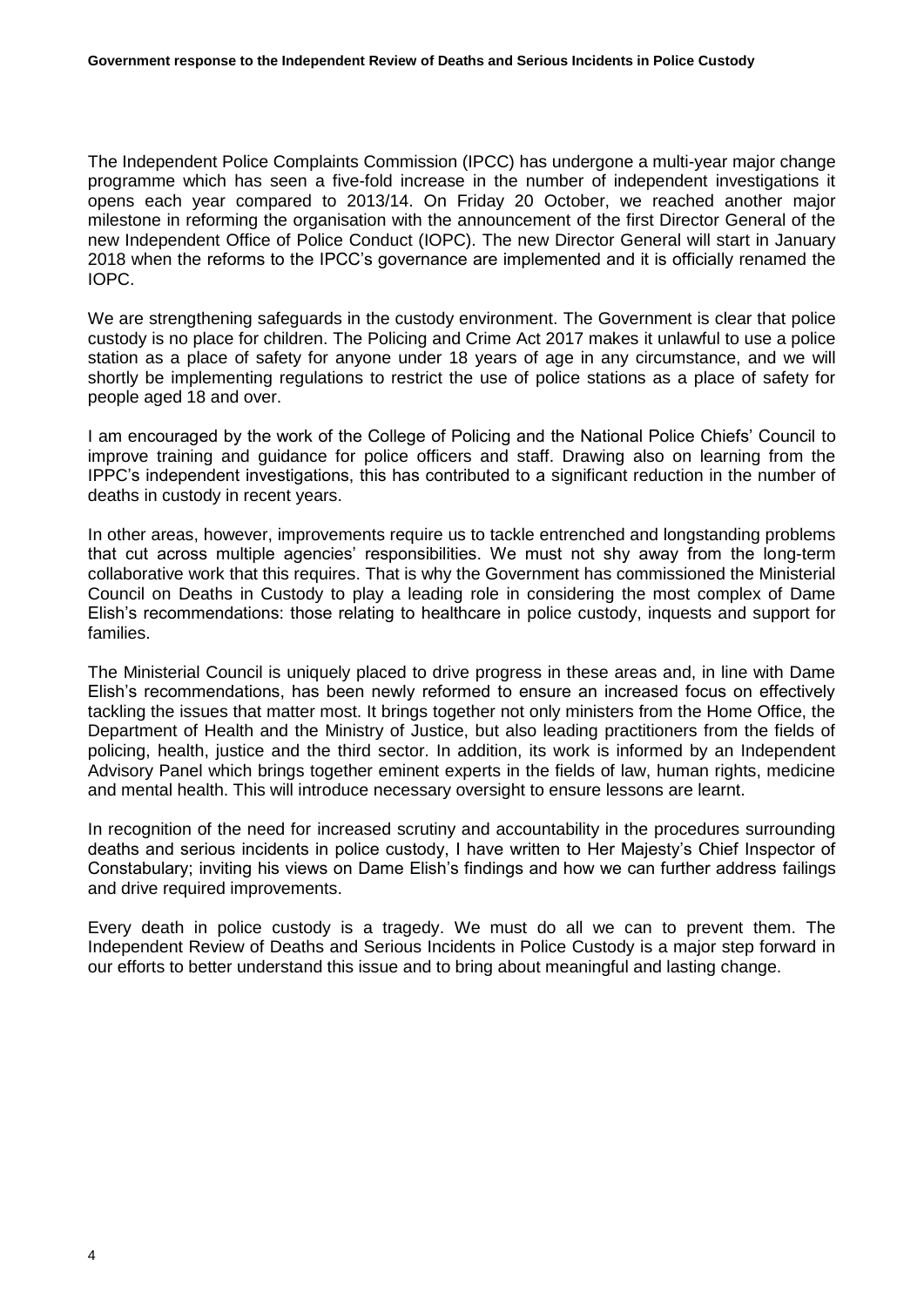The Independent Police Complaints Commission (IPCC) has undergone a multi-year major change programme which has seen a five-fold increase in the number of independent investigations it opens each year compared to 2013/14. On Friday 20 October, we reached another major milestone in reforming the organisation with the announcement of the first Director General of the new Independent Office of Police Conduct (IOPC). The new Director General will start in January 2018 when the reforms to the IPCC's governance are implemented and it is officially renamed the IOPC.

We are strengthening safeguards in the custody environment. The Government is clear that police custody is no place for children. The Policing and Crime Act 2017 makes it unlawful to use a police station as a place of safety for anyone under 18 years of age in any circumstance, and we will shortly be implementing regulations to restrict the use of police stations as a place of safety for people aged 18 and over.

I am encouraged by the work of the College of Policing and the National Police Chiefs' Council to improve training and guidance for police officers and staff. Drawing also on learning from the IPPC's independent investigations, this has contributed to a significant reduction in the number of deaths in custody in recent years.

In other areas, however, improvements require us to tackle entrenched and longstanding problems that cut across multiple agencies' responsibilities. We must not shy away from the long-term collaborative work that this requires. That is why the Government has commissioned the Ministerial Council on Deaths in Custody to play a leading role in considering the most complex of Dame Elish's recommendations: those relating to healthcare in police custody, inquests and support for families.

The Ministerial Council is uniquely placed to drive progress in these areas and, in line with Dame Elish's recommendations, has been newly reformed to ensure an increased focus on effectively tackling the issues that matter most. It brings together not only ministers from the Home Office, the Department of Health and the Ministry of Justice, but also leading practitioners from the fields of policing, health, justice and the third sector. In addition, its work is informed by an Independent Advisory Panel which brings together eminent experts in the fields of law, human rights, medicine and mental health. This will introduce necessary oversight to ensure lessons are learnt.

In recognition of the need for increased scrutiny and accountability in the procedures surrounding deaths and serious incidents in police custody, I have written to Her Majesty's Chief Inspector of Constabulary; inviting his views on Dame Elish's findings and how we can further address failings and drive required improvements.

Every death in police custody is a tragedy. We must do all we can to prevent them. The Independent Review of Deaths and Serious Incidents in Police Custody is a major step forward in our efforts to better understand this issue and to bring about meaningful and lasting change.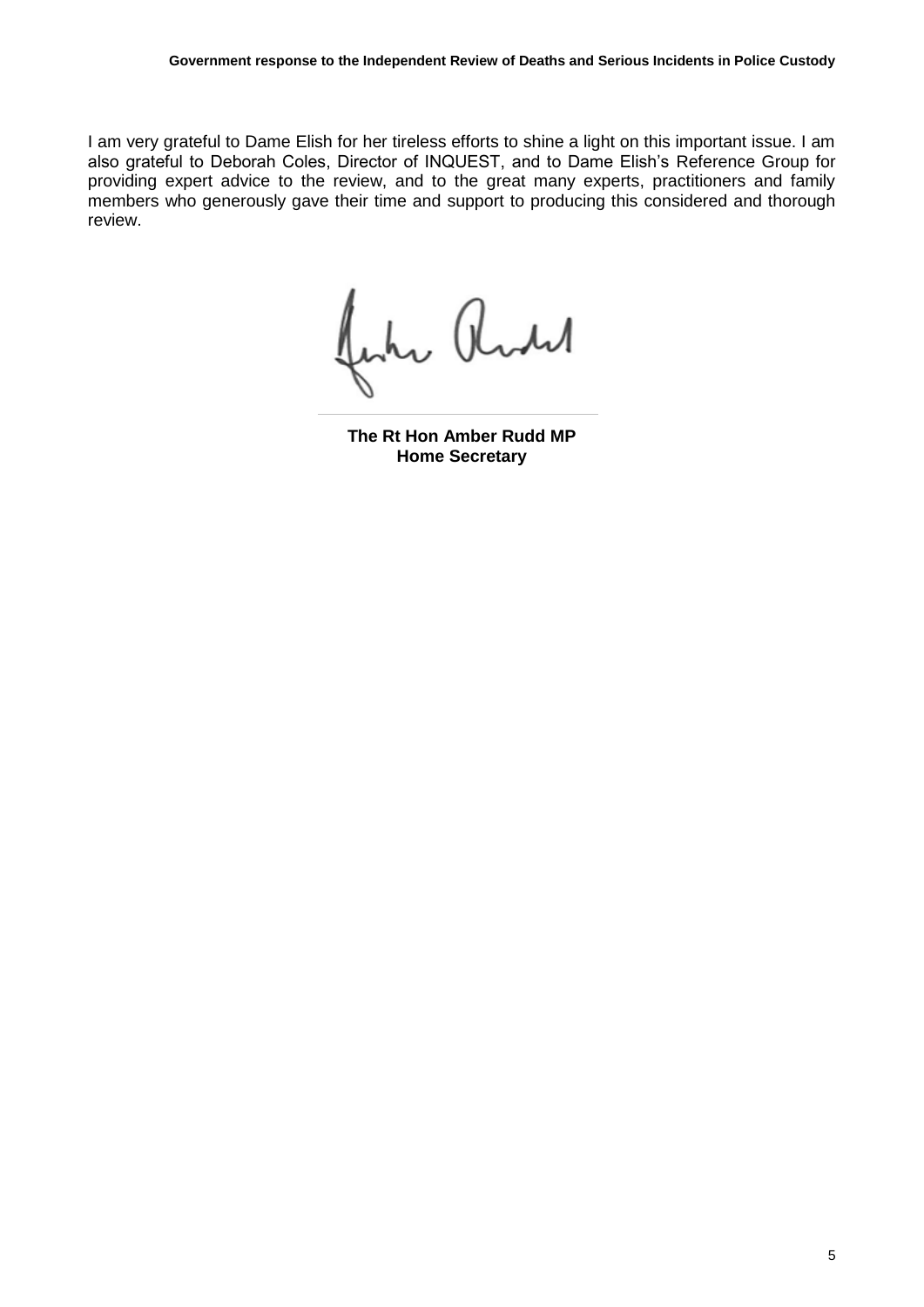I am very grateful to Dame Elish for her tireless efforts to shine a light on this important issue. I am also grateful to Deborah Coles, Director of INQUEST, and to Dame Elish's Reference Group for providing expert advice to the review, and to the great many experts, practitioners and family members who generously gave their time and support to producing this considered and thorough review.

**The Rt Hon Amber Rudd MP**
**Home Secretary**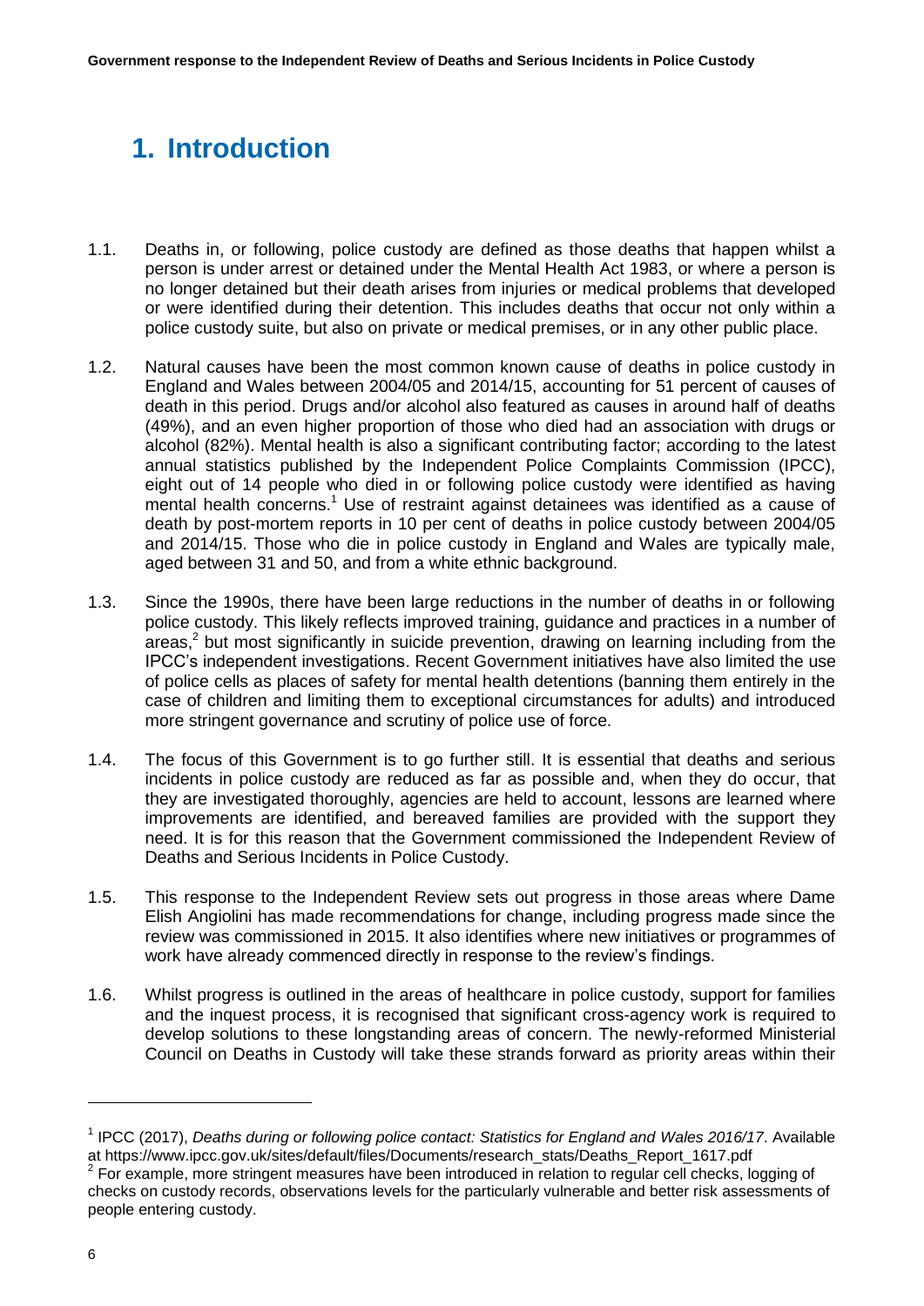# 1. Introduction

1.1. Deaths in, or following, police custody are defined as those deaths that happen whilst a person is under arrest or detained under the Mental Health Act 1983, or where a person is no longer detained but their death arises from injuries or medical problems that developed or were identified during their detention. This includes deaths that occur not only within a police custody suite, but also on private or medical premises, or in any other public place.

1.2. Natural causes have been the most common known cause of deaths in police custody in England and Wales between 2004/05 and 2014/15, accounting for 51 percent of causes of death in this period. Drugs and/or alcohol also featured as causes in around half of deaths (49%), and an even higher proportion of those who died had an association with drugs or alcohol (82%). Mental health is also a significant contributing factor; according to the latest annual statistics published by the Independent Police Complaints Commission (IPCC), eight out of 14 people who died in or following police custody were identified as having mental health concerns.[1] Use of restraint against detainees was identified as a cause of death by post-mortem reports in 10 per cent of deaths in police custody between 2004/05 and 2014/15. Those who die in police custody in England and Wales are typically male, aged between 31 and 50, and from a white ethnic background.

1.3. Since the 1990s, there have been large reductions in the number of deaths in or following police custody. This likely reflects improved training, guidance and practices in a number of areas,[2] but most significantly in suicide prevention, drawing on learning including from the IPCC's independent investigations. Recent Government initiatives have also limited the use of police cells as places of safety for mental health detentions (banning them entirely in the case of children and limiting them to exceptional circumstances for adults) and introduced more stringent governance and scrutiny of police use of force.

1.4. The focus of this Government is to go further still. It is essential that deaths and serious incidents in police custody are reduced as far as possible and, when they do occur, that they are investigated thoroughly, agencies are held to account, lessons are learned where improvements are identified, and bereaved families are provided with the support they need. It is for this reason that the Government commissioned the Independent Review of Deaths and Serious Incidents in Police Custody.

1.5. This response to the Independent Review sets out progress in those areas where Dame Elish Angiolini has made recommendations for change, including progress made since the review was commissioned in 2015. It also identifies where new initiatives or programmes of work have already commenced directly in response to the review's findings.

1.6. Whilst progress is outlined in the areas of healthcare in police custody, support for families and the inquest process, it is recognised that significant cross-agency work is required to develop solutions to these longstanding areas of concern. The newly-reformed Ministerial Council on Deaths in Custody will take these strands forward as priority areas within their

---

[1] IPCC (2017), *Deaths during or following police contact: Statistics for England and Wales 2016/17*. Available at https://www.ipcc.gov.uk/sites/default/files/Documents/research_stats/Deaths_Report_1617.pdf

[2] For example, more stringent measures have been introduced in relation to regular cell checks, logging of checks on custody records, observations levels for the particularly vulnerable and better risk assessments of people entering custody.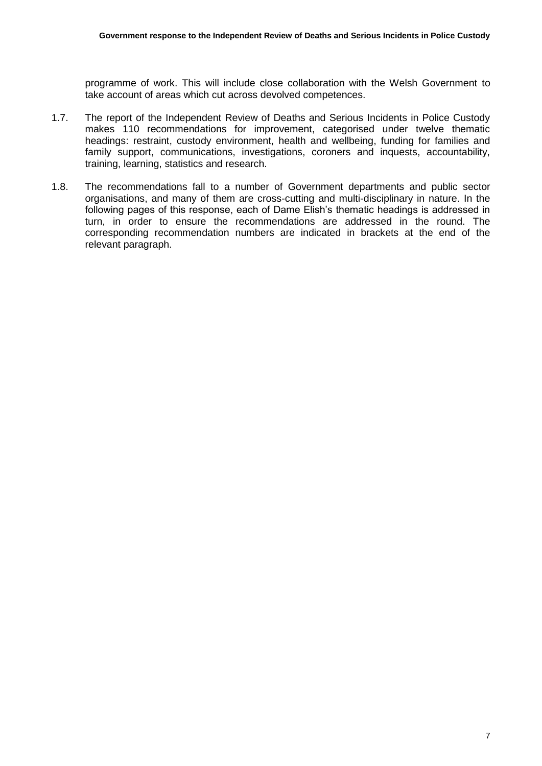programme of work. This will include close collaboration with the Welsh Government to take account of areas which cut across devolved competences.

1.7. The report of the Independent Review of Deaths and Serious Incidents in Police Custody makes 110 recommendations for improvement, categorised under twelve thematic headings: restraint, custody environment, health and wellbeing, funding for families and family support, communications, investigations, coroners and inquests, accountability, training, learning, statistics and research.

1.8. The recommendations fall to a number of Government departments and public sector organisations, and many of them are cross-cutting and multi-disciplinary in nature. In the following pages of this response, each of Dame Elish's thematic headings is addressed in turn, in order to ensure the recommendations are addressed in the round. The corresponding recommendation numbers are indicated in brackets at the end of the relevant paragraph.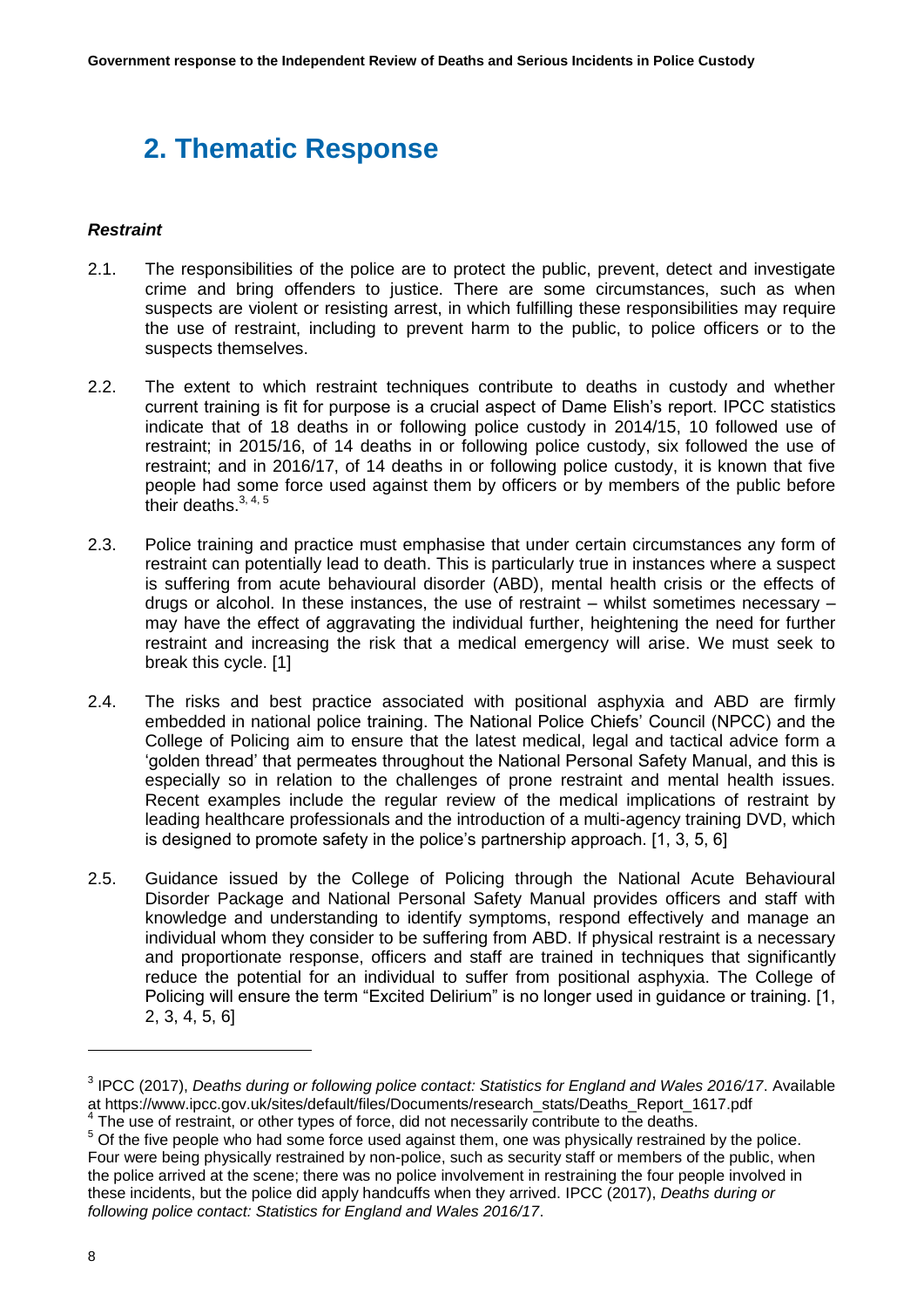## 2. Thematic Response

### *Restraint*

2.1. The responsibilities of the police are to protect the public, prevent, detect and investigate crime and bring offenders to justice. There are some circumstances, such as when suspects are violent or resisting arrest, in which fulfilling these responsibilities may require the use of restraint, including to prevent harm to the public, to police officers or to the suspects themselves.

2.2. The extent to which restraint techniques contribute to deaths in custody and whether current training is fit for purpose is a crucial aspect of Dame Elish's report. IPCC statistics indicate that of 18 deaths in or following police custody in 2014/15, 10 followed use of restraint; in 2015/16, of 14 deaths in or following police custody, six followed the use of restraint; and in 2016/17, of 14 deaths in or following police custody, it is known that five people had some force used against them by officers or by members of the public before their deaths.[3, 4, 5]

2.3. Police training and practice must emphasise that under certain circumstances any form of restraint can potentially lead to death. This is particularly true in instances where a suspect is suffering from acute behavioural disorder (ABD), mental health crisis or the effects of drugs or alcohol. In these instances, the use of restraint – whilst sometimes necessary – may have the effect of aggravating the individual further, heightening the need for further restraint and increasing the risk that a medical emergency will arise. We must seek to break this cycle. [1]

2.4. The risks and best practice associated with positional asphyxia and ABD are firmly embedded in national police training. The National Police Chiefs' Council (NPCC) and the College of Policing aim to ensure that the latest medical, legal and tactical advice form a 'golden thread' that permeates throughout the National Personal Safety Manual, and this is especially so in relation to the challenges of prone restraint and mental health issues. Recent examples include the regular review of the medical implications of restraint by leading healthcare professionals and the introduction of a multi-agency training DVD, which is designed to promote safety in the police's partnership approach. [1, 3, 5, 6]

2.5. Guidance issued by the College of Policing through the National Acute Behavioural Disorder Package and National Personal Safety Manual provides officers and staff with knowledge and understanding to identify symptoms, respond effectively and manage an individual whom they consider to be suffering from ABD. If physical restraint is a necessary and proportionate response, officers and staff are trained in techniques that significantly reduce the potential for an individual to suffer from positional asphyxia. The College of Policing will ensure the term "Excited Delirium" is no longer used in guidance or training. [1, 2, 3, 4, 5, 6]

---

[3] IPCC (2017), *Deaths during or following police contact: Statistics for England and Wales 2016/17*. Available at https://www.ipcc.gov.uk/sites/default/files/Documents/research_stats/Deaths_Report_1617.pdf

[4] The use of restraint, or other types of force, did not necessarily contribute to the deaths.

[5] Of the five people who had some force used against them, one was physically restrained by the police. Four were being physically restrained by non-police, such as security staff or members of the public, when the police arrived at the scene; there was no police involvement in restraining the four people involved in these incidents, but the police did apply handcuffs when they arrived. IPCC (2017), *Deaths during or following police contact: Statistics for England and Wales 2016/17*.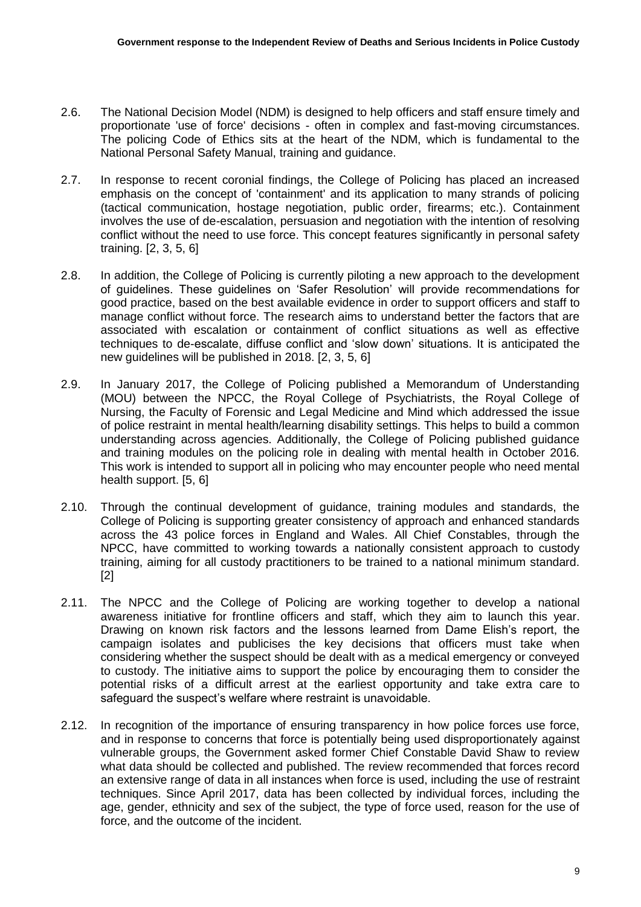2.6. The National Decision Model (NDM) is designed to help officers and staff ensure timely and proportionate 'use of force' decisions - often in complex and fast-moving circumstances. The policing Code of Ethics sits at the heart of the NDM, which is fundamental to the National Personal Safety Manual, training and guidance.

2.7. In response to recent coronial findings, the College of Policing has placed an increased emphasis on the concept of 'containment' and its application to many strands of policing (tactical communication, hostage negotiation, public order, firearms; etc.). Containment involves the use of de-escalation, persuasion and negotiation with the intention of resolving conflict without the need to use force. This concept features significantly in personal safety training. [2, 3, 5, 6]

2.8. In addition, the College of Policing is currently piloting a new approach to the development of guidelines. These guidelines on 'Safer Resolution' will provide recommendations for good practice, based on the best available evidence in order to support officers and staff to manage conflict without force. The research aims to understand better the factors that are associated with escalation or containment of conflict situations as well as effective techniques to de-escalate, diffuse conflict and 'slow down' situations. It is anticipated the new guidelines will be published in 2018. [2, 3, 5, 6]

2.9. In January 2017, the College of Policing published a Memorandum of Understanding (MOU) between the NPCC, the Royal College of Psychiatrists, the Royal College of Nursing, the Faculty of Forensic and Legal Medicine and Mind which addressed the issue of police restraint in mental health/learning disability settings. This helps to build a common understanding across agencies. Additionally, the College of Policing published guidance and training modules on the policing role in dealing with mental health in October 2016. This work is intended to support all in policing who may encounter people who need mental health support. [5, 6]

2.10. Through the continual development of guidance, training modules and standards, the College of Policing is supporting greater consistency of approach and enhanced standards across the 43 police forces in England and Wales. All Chief Constables, through the NPCC, have committed to working towards a nationally consistent approach to custody training, aiming for all custody practitioners to be trained to a national minimum standard. [2]

2.11. The NPCC and the College of Policing are working together to develop a national awareness initiative for frontline officers and staff, which they aim to launch this year. Drawing on known risk factors and the lessons learned from Dame Elish's report, the campaign isolates and publicises the key decisions that officers must take when considering whether the suspect should be dealt with as a medical emergency or conveyed to custody. The initiative aims to support the police by encouraging them to consider the potential risks of a difficult arrest at the earliest opportunity and take extra care to safeguard the suspect's welfare where restraint is unavoidable.

2.12. In recognition of the importance of ensuring transparency in how police forces use force, and in response to concerns that force is potentially being used disproportionately against vulnerable groups, the Government asked former Chief Constable David Shaw to review what data should be collected and published. The review recommended that forces record an extensive range of data in all instances when force is used, including the use of restraint techniques. Since April 2017, data has been collected by individual forces, including the age, gender, ethnicity and sex of the subject, the type of force used, reason for the use of force, and the outcome of the incident.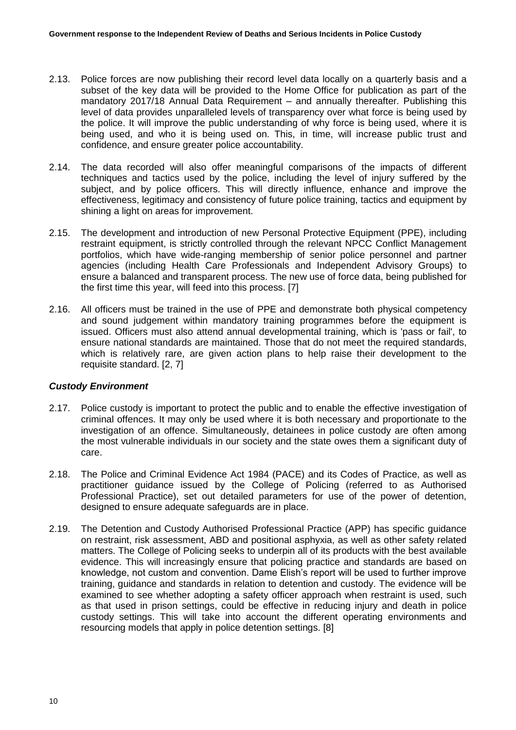2.13. Police forces are now publishing their record level data locally on a quarterly basis and a subset of the key data will be provided to the Home Office for publication as part of the mandatory 2017/18 Annual Data Requirement – and annually thereafter. Publishing this level of data provides unparalleled levels of transparency over what force is being used by the police. It will improve the public understanding of why force is being used, where it is being used, and who it is being used on. This, in time, will increase public trust and confidence, and ensure greater police accountability.

2.14. The data recorded will also offer meaningful comparisons of the impacts of different techniques and tactics used by the police, including the level of injury suffered by the subject, and by police officers. This will directly influence, enhance and improve the effectiveness, legitimacy and consistency of future police training, tactics and equipment by shining a light on areas for improvement.

2.15. The development and introduction of new Personal Protective Equipment (PPE), including restraint equipment, is strictly controlled through the relevant NPCC Conflict Management portfolios, which have wide-ranging membership of senior police personnel and partner agencies (including Health Care Professionals and Independent Advisory Groups) to ensure a balanced and transparent process. The new use of force data, being published for the first time this year, will feed into this process. [7]

2.16. All officers must be trained in the use of PPE and demonstrate both physical competency and sound judgement within mandatory training programmes before the equipment is issued. Officers must also attend annual developmental training, which is 'pass or fail', to ensure national standards are maintained. Those that do not meet the required standards, which is relatively rare, are given action plans to help raise their development to the requisite standard. [2, 7]

### *Custody Environment*

2.17. Police custody is important to protect the public and to enable the effective investigation of criminal offences. It may only be used where it is both necessary and proportionate to the investigation of an offence. Simultaneously, detainees in police custody are often among the most vulnerable individuals in our society and the state owes them a significant duty of care.

2.18. The Police and Criminal Evidence Act 1984 (PACE) and its Codes of Practice, as well as practitioner guidance issued by the College of Policing (referred to as Authorised Professional Practice), set out detailed parameters for use of the power of detention, designed to ensure adequate safeguards are in place.

2.19. The Detention and Custody Authorised Professional Practice (APP) has specific guidance on restraint, risk assessment, ABD and positional asphyxia, as well as other safety related matters. The College of Policing seeks to underpin all of its products with the best available evidence. This will increasingly ensure that policing practice and standards are based on knowledge, not custom and convention. Dame Elish's report will be used to further improve training, guidance and standards in relation to detention and custody. The evidence will be examined to see whether adopting a safety officer approach when restraint is used, such as that used in prison settings, could be effective in reducing injury and death in police custody settings. This will take into account the different operating environments and resourcing models that apply in police detention settings. [8]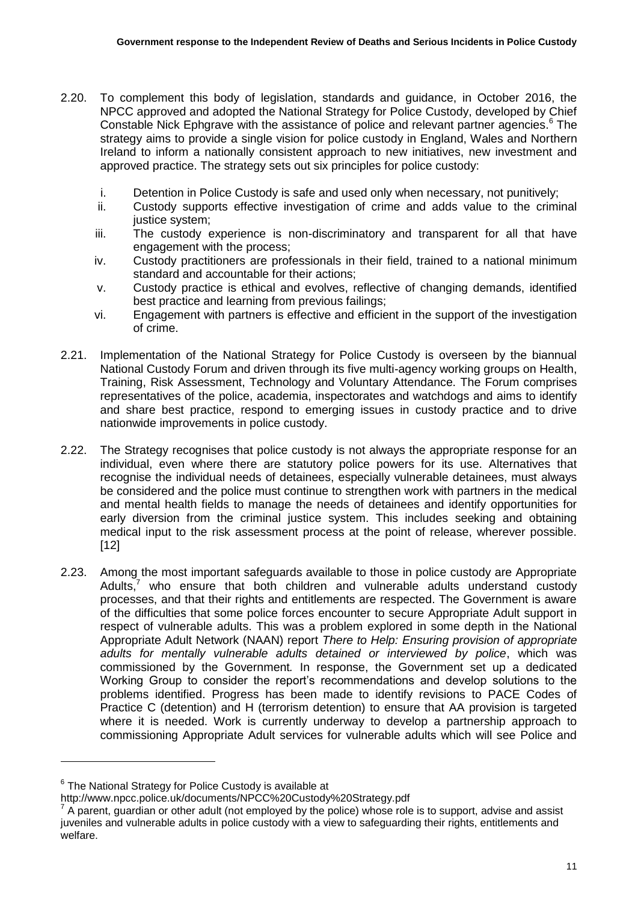2.20. To complement this body of legislation, standards and guidance, in October 2016, the NPCC approved and adopted the National Strategy for Police Custody, developed by Chief Constable Nick Ephgrave with the assistance of police and relevant partner agencies.[6] The strategy aims to provide a single vision for police custody in England, Wales and Northern Ireland to inform a nationally consistent approach to new initiatives, new investment and approved practice. The strategy sets out six principles for police custody:

   i. Detention in Police Custody is safe and used only when necessary, not punitively;
   ii. Custody supports effective investigation of crime and adds value to the criminal justice system;
   iii. The custody experience is non-discriminatory and transparent for all that have engagement with the process;
   iv. Custody practitioners are professionals in their field, trained to a national minimum standard and accountable for their actions;
   v. Custody practice is ethical and evolves, reflective of changing demands, identified best practice and learning from previous failings;
   vi. Engagement with partners is effective and efficient in the support of the investigation of crime.

2.21. Implementation of the National Strategy for Police Custody is overseen by the biannual National Custody Forum and driven through its five multi-agency working groups on Health, Training, Risk Assessment, Technology and Voluntary Attendance. The Forum comprises representatives of the police, academia, inspectorates and watchdogs and aims to identify and share best practice, respond to emerging issues in custody practice and to drive nationwide improvements in police custody.

2.22. The Strategy recognises that police custody is not always the appropriate response for an individual, even where there are statutory police powers for its use. Alternatives that recognise the individual needs of detainees, especially vulnerable detainees, must always be considered and the police must continue to strengthen work with partners in the medical and mental health fields to manage the needs of detainees and identify opportunities for early diversion from the criminal justice system. This includes seeking and obtaining medical input to the risk assessment process at the point of release, wherever possible. [12]

2.23. Among the most important safeguards available to those in police custody are Appropriate Adults,[7] who ensure that both children and vulnerable adults understand custody processes, and that their rights and entitlements are respected. The Government is aware of the difficulties that some police forces encounter to secure Appropriate Adult support in respect of vulnerable adults. This was a problem explored in some depth in the National Appropriate Adult Network (NAAN) report *There to Help: Ensuring provision of appropriate adults for mentally vulnerable adults detained or interviewed by police*, which was commissioned by the Government. In response, the Government set up a dedicated Working Group to consider the report's recommendations and develop solutions to the problems identified. Progress has been made to identify revisions to PACE Codes of Practice C (detention) and H (terrorism detention) to ensure that AA provision is targeted where it is needed. Work is currently underway to develop a partnership approach to commissioning Appropriate Adult services for vulnerable adults which will see Police and

---

[6] The National Strategy for Police Custody is available at http://www.npcc.police.uk/documents/NPCC%20Custody%20Strategy.pdf

[7] A parent, guardian or other adult (not employed by the police) whose role is to support, advise and assist juveniles and vulnerable adults in police custody with a view to safeguarding their rights, entitlements and welfare.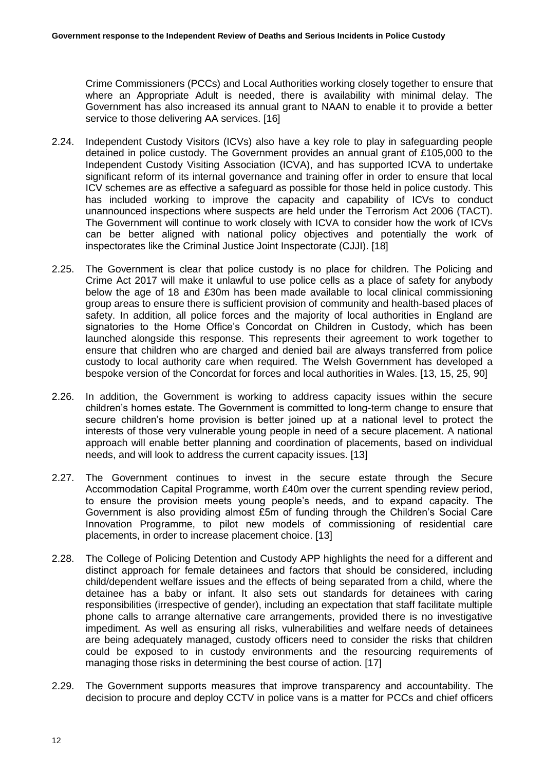Crime Commissioners (PCCs) and Local Authorities working closely together to ensure that where an Appropriate Adult is needed, there is availability with minimal delay. The Government has also increased its annual grant to NAAN to enable it to provide a better service to those delivering AA services. [16]

2.24. Independent Custody Visitors (ICVs) also have a key role to play in safeguarding people detained in police custody. The Government provides an annual grant of £105,000 to the Independent Custody Visiting Association (ICVA), and has supported ICVA to undertake significant reform of its internal governance and training offer in order to ensure that local ICV schemes are as effective a safeguard as possible for those held in police custody. This has included working to improve the capacity and capability of ICVs to conduct unannounced inspections where suspects are held under the Terrorism Act 2006 (TACT). The Government will continue to work closely with ICVA to consider how the work of ICVs can be better aligned with national policy objectives and potentially the work of inspectorates like the Criminal Justice Joint Inspectorate (CJJI). [18]

2.25. The Government is clear that police custody is no place for children. The Policing and Crime Act 2017 will make it unlawful to use police cells as a place of safety for anybody below the age of 18 and £30m has been made available to local clinical commissioning group areas to ensure there is sufficient provision of community and health-based places of safety. In addition, all police forces and the majority of local authorities in England are signatories to the Home Office's Concordat on Children in Custody, which has been launched alongside this response. This represents their agreement to work together to ensure that children who are charged and denied bail are always transferred from police custody to local authority care when required. The Welsh Government has developed a bespoke version of the Concordat for forces and local authorities in Wales. [13, 15, 25, 90]

2.26. In addition, the Government is working to address capacity issues within the secure children's homes estate. The Government is committed to long-term change to ensure that secure children's home provision is better joined up at a national level to protect the interests of those very vulnerable young people in need of a secure placement. A national approach will enable better planning and coordination of placements, based on individual needs, and will look to address the current capacity issues. [13]

2.27. The Government continues to invest in the secure estate through the Secure Accommodation Capital Programme, worth £40m over the current spending review period, to ensure the provision meets young people's needs, and to expand capacity. The Government is also providing almost £5m of funding through the Children's Social Care Innovation Programme, to pilot new models of commissioning of residential care placements, in order to increase placement choice. [13]

2.28. The College of Policing Detention and Custody APP highlights the need for a different and distinct approach for female detainees and factors that should be considered, including child/dependent welfare issues and the effects of being separated from a child, where the detainee has a baby or infant. It also sets out standards for detainees with caring responsibilities (irrespective of gender), including an expectation that staff facilitate multiple phone calls to arrange alternative care arrangements, provided there is no investigative impediment. As well as ensuring all risks, vulnerabilities and welfare needs of detainees are being adequately managed, custody officers need to consider the risks that children could be exposed to in custody environments and the resourcing requirements of managing those risks in determining the best course of action. [17]

2.29. The Government supports measures that improve transparency and accountability. The decision to procure and deploy CCTV in police vans is a matter for PCCs and chief officers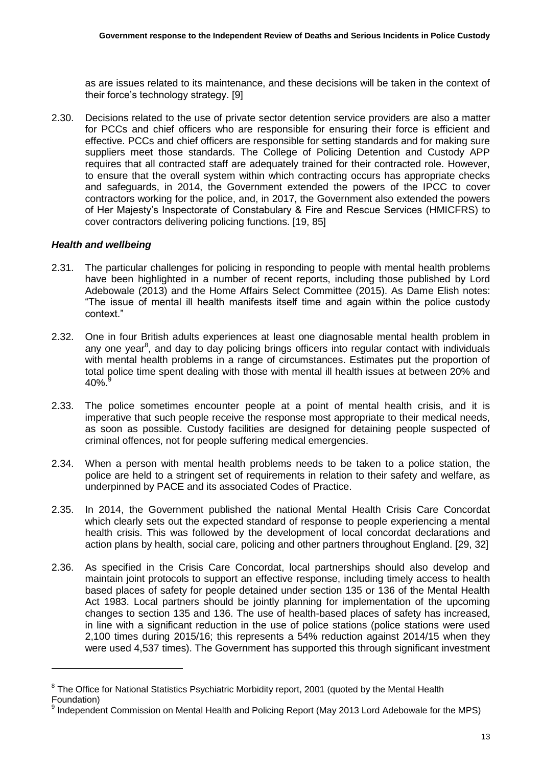as are issues related to its maintenance, and these decisions will be taken in the context of their force's technology strategy. [9]

2.30. Decisions related to the use of private sector detention service providers are also a matter for PCCs and chief officers who are responsible for ensuring their force is efficient and effective. PCCs and chief officers are responsible for setting standards and for making sure suppliers meet those standards. The College of Policing Detention and Custody APP requires that all contracted staff are adequately trained for their contracted role. However, to ensure that the overall system within which contracting occurs has appropriate checks and safeguards, in 2014, the Government extended the powers of the IPCC to cover contractors working for the police, and, in 2017, the Government also extended the powers of Her Majesty's Inspectorate of Constabulary & Fire and Rescue Services (HMICFRS) to cover contractors delivering policing functions. [19, 85]

### *Health and wellbeing*

2.31. The particular challenges for policing in responding to people with mental health problems have been highlighted in a number of recent reports, including those published by Lord Adebowale (2013) and the Home Affairs Select Committee (2015). As Dame Elish notes: "The issue of mental ill health manifests itself time and again within the police custody context."

2.32. One in four British adults experiences at least one diagnosable mental health problem in any one year[8], and day to day policing brings officers into regular contact with individuals with mental health problems in a range of circumstances. Estimates put the proportion of total police time spent dealing with those with mental ill health issues at between 20% and 40%.[9]

2.33. The police sometimes encounter people at a point of mental health crisis, and it is imperative that such people receive the response most appropriate to their medical needs, as soon as possible. Custody facilities are designed for detaining people suspected of criminal offences, not for people suffering medical emergencies.

2.34. When a person with mental health problems needs to be taken to a police station, the police are held to a stringent set of requirements in relation to their safety and welfare, as underpinned by PACE and its associated Codes of Practice.

2.35. In 2014, the Government published the national Mental Health Crisis Care Concordat which clearly sets out the expected standard of response to people experiencing a mental health crisis. This was followed by the development of local concordat declarations and action plans by health, social care, policing and other partners throughout England. [29, 32]

2.36. As specified in the Crisis Care Concordat, local partnerships should also develop and maintain joint protocols to support an effective response, including timely access to health based places of safety for people detained under section 135 or 136 of the Mental Health Act 1983. Local partners should be jointly planning for implementation of the upcoming changes to section 135 and 136. The use of health-based places of safety has increased, in line with a significant reduction in the use of police stations (police stations were used 2,100 times during 2015/16; this represents a 54% reduction against 2014/15 when they were used 4,537 times). The Government has supported this through significant investment

---

[8] The Office for National Statistics Psychiatric Morbidity report, 2001 (quoted by the Mental Health Foundation)

[9] Independent Commission on Mental Health and Policing Report (May 2013 Lord Adebowale for the MPS)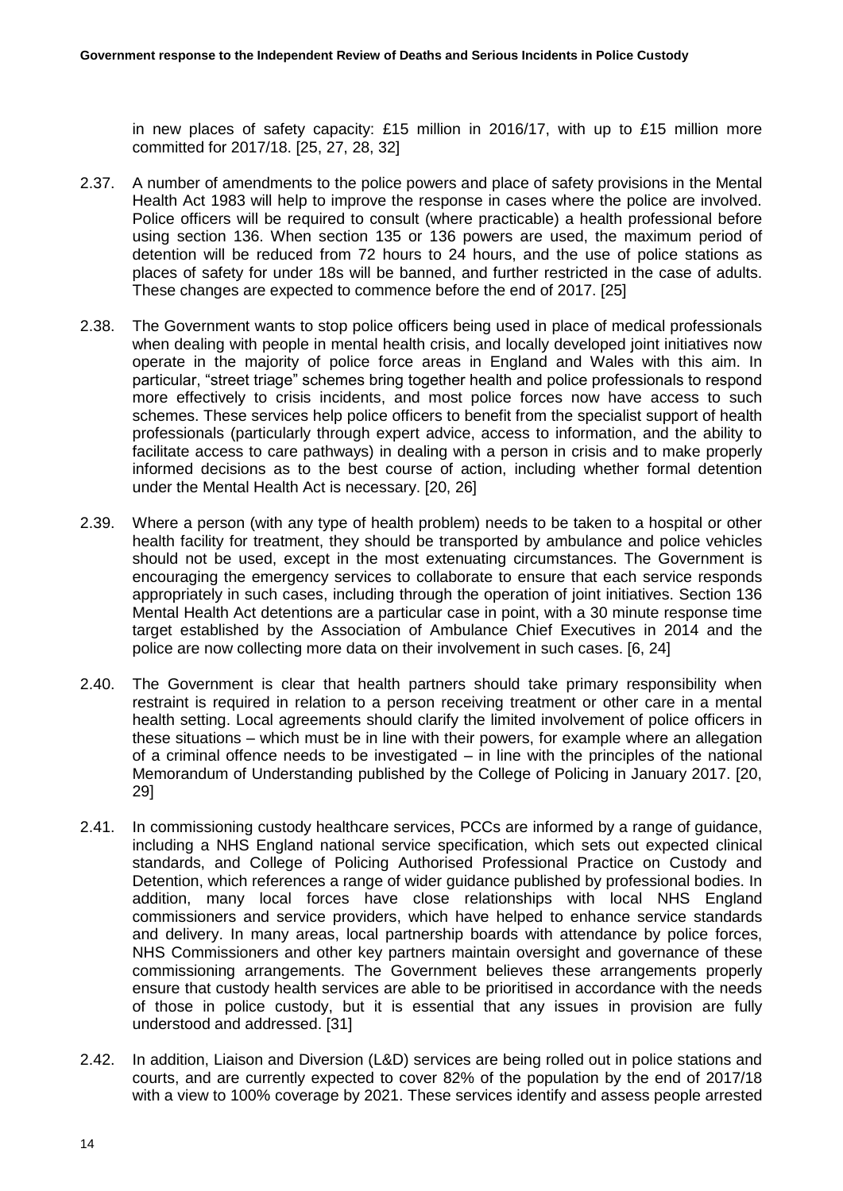in new places of safety capacity: £15 million in 2016/17, with up to £15 million more committed for 2017/18. [25, 27, 28, 32]

2.37. A number of amendments to the police powers and place of safety provisions in the Mental Health Act 1983 will help to improve the response in cases where the police are involved. Police officers will be required to consult (where practicable) a health professional before using section 136. When section 135 or 136 powers are used, the maximum period of detention will be reduced from 72 hours to 24 hours, and the use of police stations as places of safety for under 18s will be banned, and further restricted in the case of adults. These changes are expected to commence before the end of 2017. [25]

2.38. The Government wants to stop police officers being used in place of medical professionals when dealing with people in mental health crisis, and locally developed joint initiatives now operate in the majority of police force areas in England and Wales with this aim. In particular, "street triage" schemes bring together health and police professionals to respond more effectively to crisis incidents, and most police forces now have access to such schemes. These services help police officers to benefit from the specialist support of health professionals (particularly through expert advice, access to information, and the ability to facilitate access to care pathways) in dealing with a person in crisis and to make properly informed decisions as to the best course of action, including whether formal detention under the Mental Health Act is necessary. [20, 26]

2.39. Where a person (with any type of health problem) needs to be taken to a hospital or other health facility for treatment, they should be transported by ambulance and police vehicles should not be used, except in the most extenuating circumstances. The Government is encouraging the emergency services to collaborate to ensure that each service responds appropriately in such cases, including through the operation of joint initiatives. Section 136 Mental Health Act detentions are a particular case in point, with a 30 minute response time target established by the Association of Ambulance Chief Executives in 2014 and the police are now collecting more data on their involvement in such cases. [6, 24]

2.40. The Government is clear that health partners should take primary responsibility when restraint is required in relation to a person receiving treatment or other care in a mental health setting. Local agreements should clarify the limited involvement of police officers in these situations – which must be in line with their powers, for example where an allegation of a criminal offence needs to be investigated – in line with the principles of the national Memorandum of Understanding published by the College of Policing in January 2017. [20, 29]

2.41. In commissioning custody healthcare services, PCCs are informed by a range of guidance, including a NHS England national service specification, which sets out expected clinical standards, and College of Policing Authorised Professional Practice on Custody and Detention, which references a range of wider guidance published by professional bodies. In addition, many local forces have close relationships with local NHS England commissioners and service providers, which have helped to enhance service standards and delivery. In many areas, local partnership boards with attendance by police forces, NHS Commissioners and other key partners maintain oversight and governance of these commissioning arrangements. The Government believes these arrangements properly ensure that custody health services are able to be prioritised in accordance with the needs of those in police custody, but it is essential that any issues in provision are fully understood and addressed. [31]

2.42. In addition, Liaison and Diversion (L&D) services are being rolled out in police stations and courts, and are currently expected to cover 82% of the population by the end of 2017/18 with a view to 100% coverage by 2021. These services identify and assess people arrested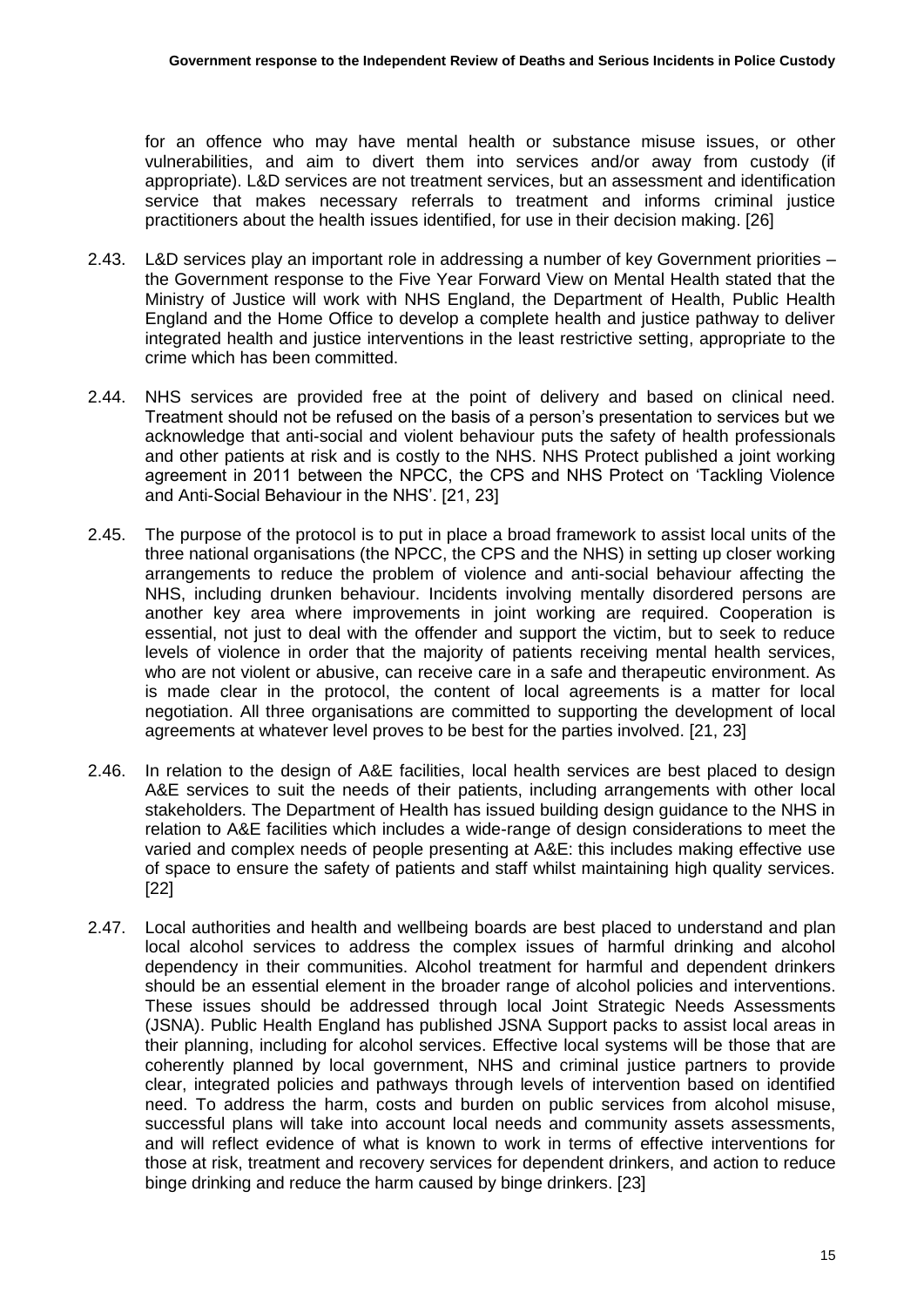for an offence who may have mental health or substance misuse issues, or other vulnerabilities, and aim to divert them into services and/or away from custody (if appropriate). L&D services are not treatment services, but an assessment and identification service that makes necessary referrals to treatment and informs criminal justice practitioners about the health issues identified, for use in their decision making. [26]

2.43. L&D services play an important role in addressing a number of key Government priorities – the Government response to the Five Year Forward View on Mental Health stated that the Ministry of Justice will work with NHS England, the Department of Health, Public Health England and the Home Office to develop a complete health and justice pathway to deliver integrated health and justice interventions in the least restrictive setting, appropriate to the crime which has been committed.

2.44. NHS services are provided free at the point of delivery and based on clinical need. Treatment should not be refused on the basis of a person's presentation to services but we acknowledge that anti-social and violent behaviour puts the safety of health professionals and other patients at risk and is costly to the NHS. NHS Protect published a joint working agreement in 2011 between the NPCC, the CPS and NHS Protect on 'Tackling Violence and Anti-Social Behaviour in the NHS'. [21, 23]

2.45. The purpose of the protocol is to put in place a broad framework to assist local units of the three national organisations (the NPCC, the CPS and the NHS) in setting up closer working arrangements to reduce the problem of violence and anti-social behaviour affecting the NHS, including drunken behaviour. Incidents involving mentally disordered persons are another key area where improvements in joint working are required. Cooperation is essential, not just to deal with the offender and support the victim, but to seek to reduce levels of violence in order that the majority of patients receiving mental health services, who are not violent or abusive, can receive care in a safe and therapeutic environment. As is made clear in the protocol, the content of local agreements is a matter for local negotiation. All three organisations are committed to supporting the development of local agreements at whatever level proves to be best for the parties involved. [21, 23]

2.46. In relation to the design of A&E facilities, local health services are best placed to design A&E services to suit the needs of their patients, including arrangements with other local stakeholders. The Department of Health has issued building design guidance to the NHS in relation to A&E facilities which includes a wide-range of design considerations to meet the varied and complex needs of people presenting at A&E: this includes making effective use of space to ensure the safety of patients and staff whilst maintaining high quality services. [22]

2.47. Local authorities and health and wellbeing boards are best placed to understand and plan local alcohol services to address the complex issues of harmful drinking and alcohol dependency in their communities. Alcohol treatment for harmful and dependent drinkers should be an essential element in the broader range of alcohol policies and interventions. These issues should be addressed through local Joint Strategic Needs Assessments (JSNA). Public Health England has published JSNA Support packs to assist local areas in their planning, including for alcohol services. Effective local systems will be those that are coherently planned by local government, NHS and criminal justice partners to provide clear, integrated policies and pathways through levels of intervention based on identified need. To address the harm, costs and burden on public services from alcohol misuse, successful plans will take into account local needs and community assets assessments, and will reflect evidence of what is known to work in terms of effective interventions for those at risk, treatment and recovery services for dependent drinkers, and action to reduce binge drinking and reduce the harm caused by binge drinkers. [23]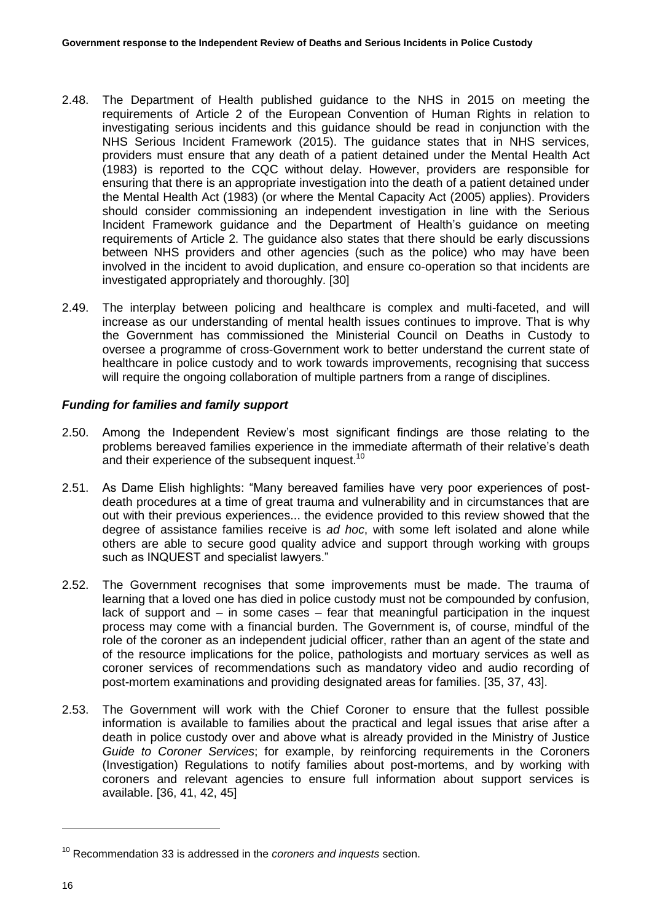2.48. The Department of Health published guidance to the NHS in 2015 on meeting the requirements of Article 2 of the European Convention of Human Rights in relation to investigating serious incidents and this guidance should be read in conjunction with the NHS Serious Incident Framework (2015). The guidance states that in NHS services, providers must ensure that any death of a patient detained under the Mental Health Act (1983) is reported to the CQC without delay. However, providers are responsible for ensuring that there is an appropriate investigation into the death of a patient detained under the Mental Health Act (1983) (or where the Mental Capacity Act (2005) applies). Providers should consider commissioning an independent investigation in line with the Serious Incident Framework guidance and the Department of Health's guidance on meeting requirements of Article 2. The guidance also states that there should be early discussions between NHS providers and other agencies (such as the police) who may have been involved in the incident to avoid duplication, and ensure co-operation so that incidents are investigated appropriately and thoroughly. [30]

2.49. The interplay between policing and healthcare is complex and multi-faceted, and will increase as our understanding of mental health issues continues to improve. That is why the Government has commissioned the Ministerial Council on Deaths in Custody to oversee a programme of cross-Government work to better understand the current state of healthcare in police custody and to work towards improvements, recognising that success will require the ongoing collaboration of multiple partners from a range of disciplines.

### ***Funding for families and family support***

2.50. Among the Independent Review's most significant findings are those relating to the problems bereaved families experience in the immediate aftermath of their relative's death and their experience of the subsequent inquest.[10]

2.51. As Dame Elish highlights: "Many bereaved families have very poor experiences of post-death procedures at a time of great trauma and vulnerability and in circumstances that are out with their previous experiences... the evidence provided to this review showed that the degree of assistance families receive is *ad hoc*, with some left isolated and alone while others are able to secure good quality advice and support through working with groups such as INQUEST and specialist lawyers."

2.52. The Government recognises that some improvements must be made. The trauma of learning that a loved one has died in police custody must not be compounded by confusion, lack of support and – in some cases – fear that meaningful participation in the inquest process may come with a financial burden. The Government is, of course, mindful of the role of the coroner as an independent judicial officer, rather than an agent of the state and of the resource implications for the police, pathologists and mortuary services as well as coroner services of recommendations such as mandatory video and audio recording of post-mortem examinations and providing designated areas for families. [35, 37, 43].

2.53. The Government will work with the Chief Coroner to ensure that the fullest possible information is available to families about the practical and legal issues that arise after a death in police custody over and above what is already provided in the Ministry of Justice *Guide to Coroner Services*; for example, by reinforcing requirements in the Coroners (Investigation) Regulations to notify families about post-mortems, and by working with coroners and relevant agencies to ensure full information about support services is available. [36, 41, 42, 45]

[10] Recommendation 33 is addressed in the *coroners and inquests* section.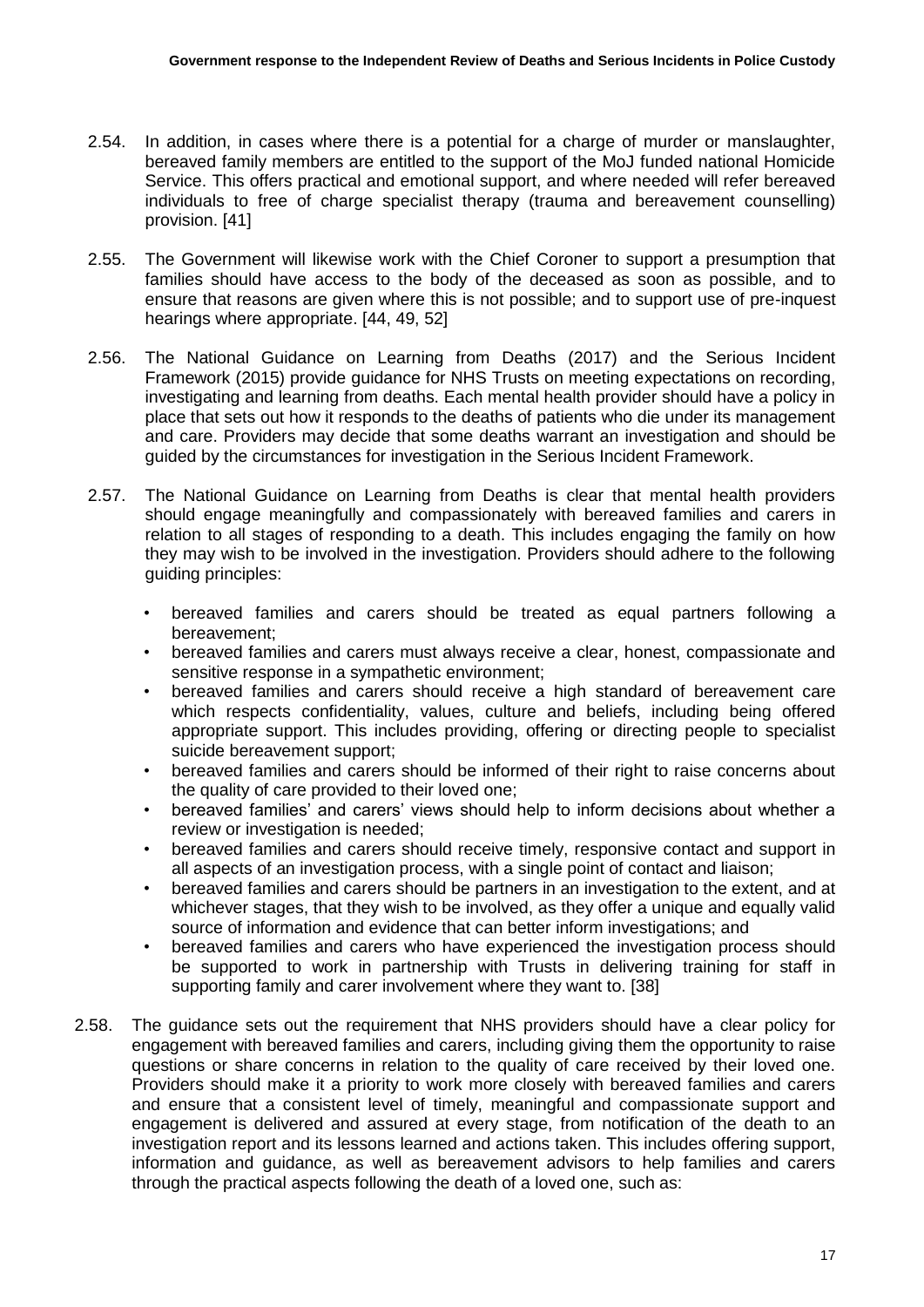2.54. In addition, in cases where there is a potential for a charge of murder or manslaughter, bereaved family members are entitled to the support of the MoJ funded national Homicide Service. This offers practical and emotional support, and where needed will refer bereaved individuals to free of charge specialist therapy (trauma and bereavement counselling) provision. [41]

2.55. The Government will likewise work with the Chief Coroner to support a presumption that families should have access to the body of the deceased as soon as possible, and to ensure that reasons are given where this is not possible; and to support use of pre-inquest hearings where appropriate. [44, 49, 52]

2.56. The National Guidance on Learning from Deaths (2017) and the Serious Incident Framework (2015) provide guidance for NHS Trusts on meeting expectations on recording, investigating and learning from deaths. Each mental health provider should have a policy in place that sets out how it responds to the deaths of patients who die under its management and care. Providers may decide that some deaths warrant an investigation and should be guided by the circumstances for investigation in the Serious Incident Framework.

2.57. The National Guidance on Learning from Deaths is clear that mental health providers should engage meaningfully and compassionately with bereaved families and carers in relation to all stages of responding to a death. This includes engaging the family on how they may wish to be involved in the investigation. Providers should adhere to the following guiding principles:

- bereaved families and carers should be treated as equal partners following a bereavement;
- bereaved families and carers must always receive a clear, honest, compassionate and sensitive response in a sympathetic environment;
- bereaved families and carers should receive a high standard of bereavement care which respects confidentiality, values, culture and beliefs, including being offered appropriate support. This includes providing, offering or directing people to specialist suicide bereavement support;
- bereaved families and carers should be informed of their right to raise concerns about the quality of care provided to their loved one;
- bereaved families' and carers' views should help to inform decisions about whether a review or investigation is needed;
- bereaved families and carers should receive timely, responsive contact and support in all aspects of an investigation process, with a single point of contact and liaison;
- bereaved families and carers should be partners in an investigation to the extent, and at whichever stages, that they wish to be involved, as they offer a unique and equally valid source of information and evidence that can better inform investigations; and
- bereaved families and carers who have experienced the investigation process should be supported to work in partnership with Trusts in delivering training for staff in supporting family and carer involvement where they want to. [38]

2.58. The guidance sets out the requirement that NHS providers should have a clear policy for engagement with bereaved families and carers, including giving them the opportunity to raise questions or share concerns in relation to the quality of care received by their loved one. Providers should make it a priority to work more closely with bereaved families and carers and ensure that a consistent level of timely, meaningful and compassionate support and engagement is delivered and assured at every stage, from notification of the death to an investigation report and its lessons learned and actions taken. This includes offering support, information and guidance, as well as bereavement advisors to help families and carers through the practical aspects following the death of a loved one, such as: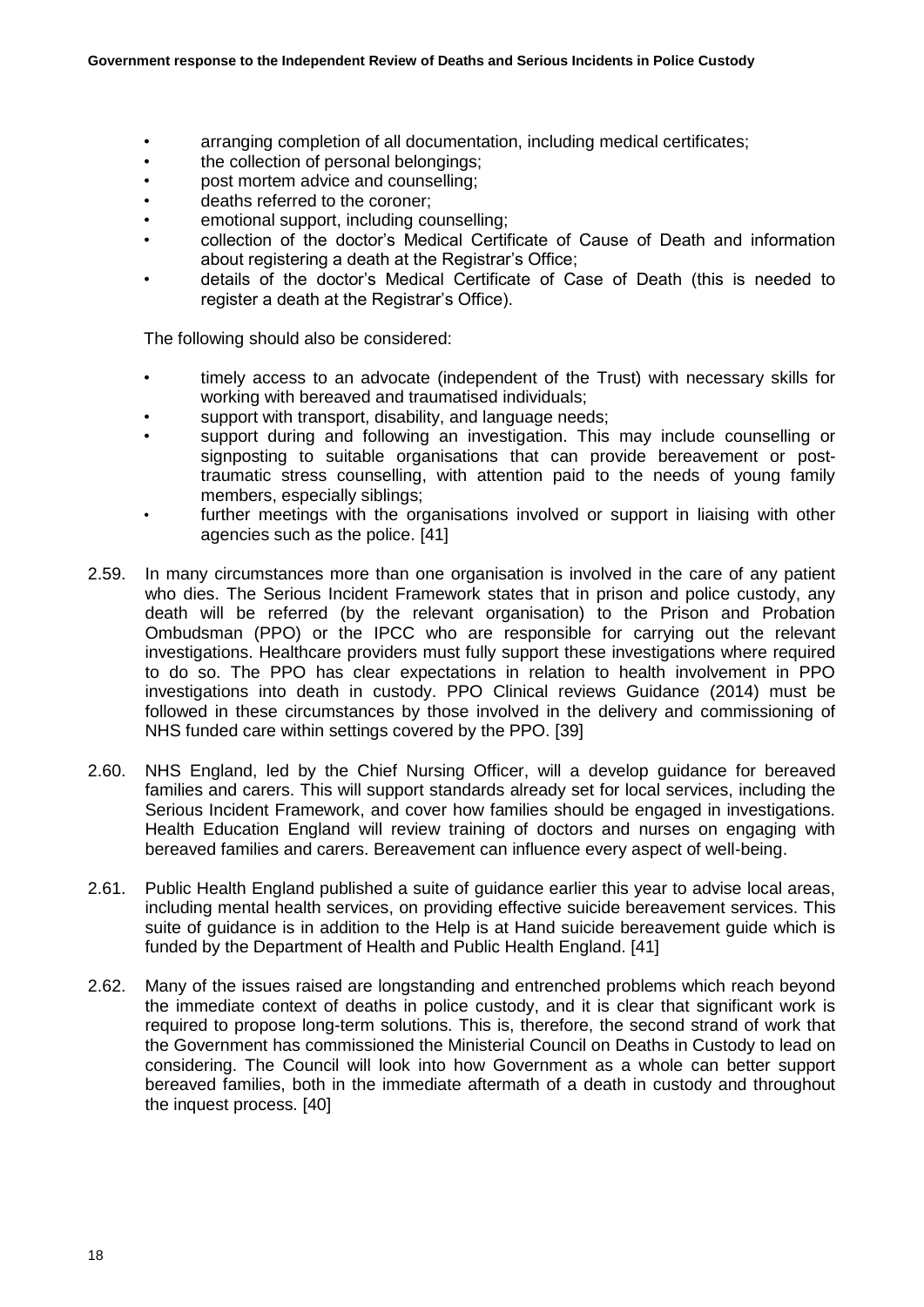- arranging completion of all documentation, including medical certificates;
- the collection of personal belongings;
- post mortem advice and counselling;
- deaths referred to the coroner;
- emotional support, including counselling;
- collection of the doctor's Medical Certificate of Cause of Death and information about registering a death at the Registrar's Office;
- details of the doctor's Medical Certificate of Case of Death (this is needed to register a death at the Registrar's Office).

The following should also be considered:

- timely access to an advocate (independent of the Trust) with necessary skills for working with bereaved and traumatised individuals;
- support with transport, disability, and language needs;
- support during and following an investigation. This may include counselling or signposting to suitable organisations that can provide bereavement or post-traumatic stress counselling, with attention paid to the needs of young family members, especially siblings;
- further meetings with the organisations involved or support in liaising with other agencies such as the police. [41]

2.59. In many circumstances more than one organisation is involved in the care of any patient who dies. The Serious Incident Framework states that in prison and police custody, any death will be referred (by the relevant organisation) to the Prison and Probation Ombudsman (PPO) or the IPCC who are responsible for carrying out the relevant investigations. Healthcare providers must fully support these investigations where required to do so. The PPO has clear expectations in relation to health involvement in PPO investigations into death in custody. PPO Clinical reviews Guidance (2014) must be followed in these circumstances by those involved in the delivery and commissioning of NHS funded care within settings covered by the PPO. [39]

2.60. NHS England, led by the Chief Nursing Officer, will a develop guidance for bereaved families and carers. This will support standards already set for local services, including the Serious Incident Framework, and cover how families should be engaged in investigations. Health Education England will review training of doctors and nurses on engaging with bereaved families and carers. Bereavement can influence every aspect of well-being.

2.61. Public Health England published a suite of guidance earlier this year to advise local areas, including mental health services, on providing effective suicide bereavement services. This suite of guidance is in addition to the Help is at Hand suicide bereavement guide which is funded by the Department of Health and Public Health England. [41]

2.62. Many of the issues raised are longstanding and entrenched problems which reach beyond the immediate context of deaths in police custody, and it is clear that significant work is required to propose long-term solutions. This is, therefore, the second strand of work that the Government has commissioned the Ministerial Council on Deaths in Custody to lead on considering. The Council will look into how Government as a whole can better support bereaved families, both in the immediate aftermath of a death in custody and throughout the inquest process. [40]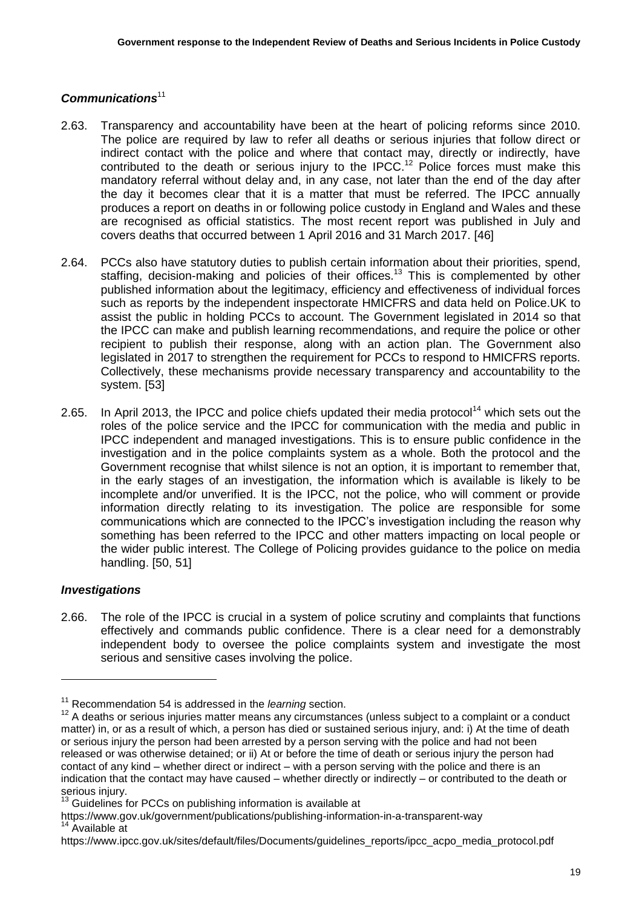### *Communications*[11]

2.63. Transparency and accountability have been at the heart of policing reforms since 2010. The police are required by law to refer all deaths or serious injuries that follow direct or indirect contact with the police and where that contact may, directly or indirectly, have contributed to the death or serious injury to the IPCC.[12] Police forces must make this mandatory referral without delay and, in any case, not later than the end of the day after the day it becomes clear that it is a matter that must be referred. The IPCC annually produces a report on deaths in or following police custody in England and Wales and these are recognised as official statistics. The most recent report was published in July and covers deaths that occurred between 1 April 2016 and 31 March 2017. [46]

2.64. PCCs also have statutory duties to publish certain information about their priorities, spend, staffing, decision-making and policies of their offices.[13] This is complemented by other published information about the legitimacy, efficiency and effectiveness of individual forces such as reports by the independent inspectorate HMICFRS and data held on Police.UK to assist the public in holding PCCs to account. The Government legislated in 2014 so that the IPCC can make and publish learning recommendations, and require the police or other recipient to publish their response, along with an action plan. The Government also legislated in 2017 to strengthen the requirement for PCCs to respond to HMICFRS reports. Collectively, these mechanisms provide necessary transparency and accountability to the system. [53]

2.65. In April 2013, the IPCC and police chiefs updated their media protocol[14] which sets out the roles of the police service and the IPCC for communication with the media and public in IPCC independent and managed investigations. This is to ensure public confidence in the investigation and in the police complaints system as a whole. Both the protocol and the Government recognise that whilst silence is not an option, it is important to remember that, in the early stages of an investigation, the information which is available is likely to be incomplete and/or unverified. It is the IPCC, not the police, who will comment or provide information directly relating to its investigation. The police are responsible for some communications which are connected to the IPCC's investigation including the reason why something has been referred to the IPCC and other matters impacting on local people or the wider public interest. The College of Policing provides guidance to the police on media handling. [50, 51]

### *Investigations*

2.66. The role of the IPCC is crucial in a system of police scrutiny and complaints that functions effectively and commands public confidence. There is a clear need for a demonstrably independent body to oversee the police complaints system and investigate the most serious and sensitive cases involving the police.

---

[11] Recommendation 54 is addressed in the *learning* section.

[12] A deaths or serious injuries matter means any circumstances (unless subject to a complaint or a conduct matter) in, or as a result of which, a person has died or sustained serious injury, and: i) At the time of death or serious injury the person had been arrested by a person serving with the police and had not been released or was otherwise detained; or ii) At or before the time of death or serious injury the person had contact of any kind – whether direct or indirect – with a person serving with the police and there is an indication that the contact may have caused – whether directly or indirectly – or contributed to the death or serious injury.

[13] Guidelines for PCCs on publishing information is available at https://www.gov.uk/government/publications/publishing-information-in-a-transparent-way

[14] Available at https://www.ipcc.gov.uk/sites/default/files/Documents/guidelines_reports/ipcc_acpo_media_protocol.pdf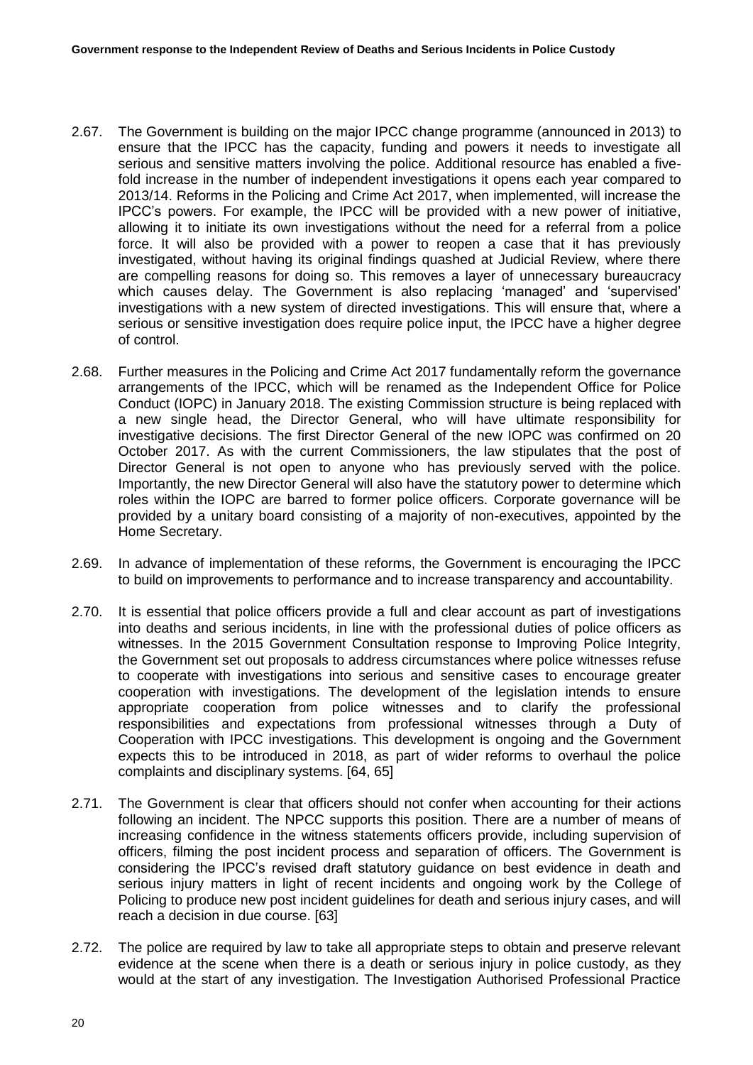2.67. The Government is building on the major IPCC change programme (announced in 2013) to ensure that the IPCC has the capacity, funding and powers it needs to investigate all serious and sensitive matters involving the police. Additional resource has enabled a five-fold increase in the number of independent investigations it opens each year compared to 2013/14. Reforms in the Policing and Crime Act 2017, when implemented, will increase the IPCC's powers. For example, the IPCC will be provided with a new power of initiative, allowing it to initiate its own investigations without the need for a referral from a police force. It will also be provided with a power to reopen a case that it has previously investigated, without having its original findings quashed at Judicial Review, where there are compelling reasons for doing so. This removes a layer of unnecessary bureaucracy which causes delay. The Government is also replacing 'managed' and 'supervised' investigations with a new system of directed investigations. This will ensure that, where a serious or sensitive investigation does require police input, the IPCC have a higher degree of control.

2.68. Further measures in the Policing and Crime Act 2017 fundamentally reform the governance arrangements of the IPCC, which will be renamed as the Independent Office for Police Conduct (IOPC) in January 2018. The existing Commission structure is being replaced with a new single head, the Director General, who will have ultimate responsibility for investigative decisions. The first Director General of the new IOPC was confirmed on 20 October 2017. As with the current Commissioners, the law stipulates that the post of Director General is not open to anyone who has previously served with the police. Importantly, the new Director General will also have the statutory power to determine which roles within the IOPC are barred to former police officers. Corporate governance will be provided by a unitary board consisting of a majority of non-executives, appointed by the Home Secretary.

2.69. In advance of implementation of these reforms, the Government is encouraging the IPCC to build on improvements to performance and to increase transparency and accountability.

2.70. It is essential that police officers provide a full and clear account as part of investigations into deaths and serious incidents, in line with the professional duties of police officers as witnesses. In the 2015 Government Consultation response to Improving Police Integrity, the Government set out proposals to address circumstances where police witnesses refuse to cooperate with investigations into serious and sensitive cases to encourage greater cooperation with investigations. The development of the legislation intends to ensure appropriate cooperation from police witnesses and to clarify the professional responsibilities and expectations from professional witnesses through a Duty of Cooperation with IPCC investigations. This development is ongoing and the Government expects this to be introduced in 2018, as part of wider reforms to overhaul the police complaints and disciplinary systems. [64, 65]

2.71. The Government is clear that officers should not confer when accounting for their actions following an incident. The NPCC supports this position. There are a number of means of increasing confidence in the witness statements officers provide, including supervision of officers, filming the post incident process and separation of officers. The Government is considering the IPCC's revised draft statutory guidance on best evidence in death and serious injury matters in light of recent incidents and ongoing work by the College of Policing to produce new post incident guidelines for death and serious injury cases, and will reach a decision in due course. [63]

2.72. The police are required by law to take all appropriate steps to obtain and preserve relevant evidence at the scene when there is a death or serious injury in police custody, as they would at the start of any investigation. The Investigation Authorised Professional Practice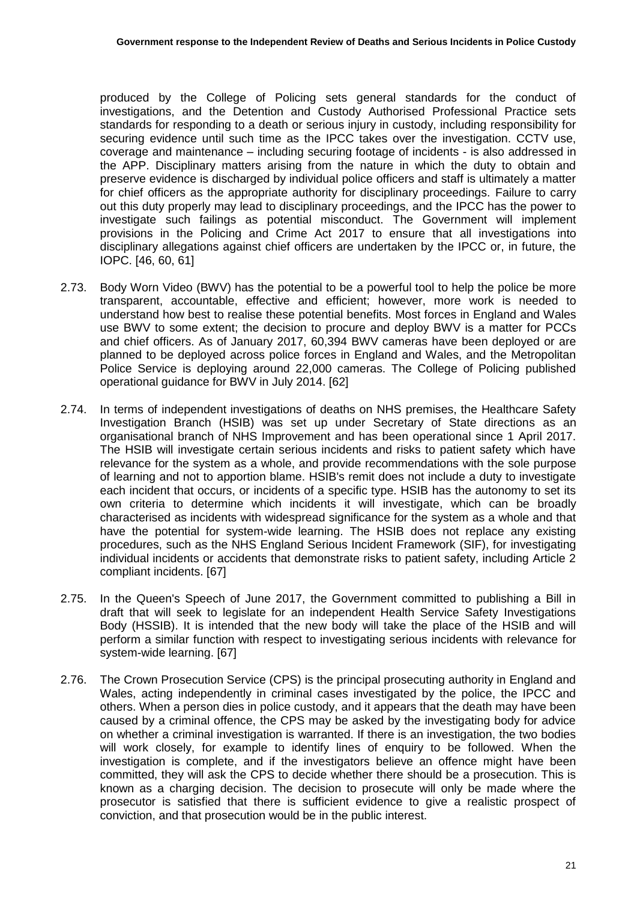produced by the College of Policing sets general standards for the conduct of investigations, and the Detention and Custody Authorised Professional Practice sets standards for responding to a death or serious injury in custody, including responsibility for securing evidence until such time as the IPCC takes over the investigation. CCTV use, coverage and maintenance – including securing footage of incidents - is also addressed in the APP. Disciplinary matters arising from the nature in which the duty to obtain and preserve evidence is discharged by individual police officers and staff is ultimately a matter for chief officers as the appropriate authority for disciplinary proceedings. Failure to carry out this duty properly may lead to disciplinary proceedings, and the IPCC has the power to investigate such failings as potential misconduct. The Government will implement provisions in the Policing and Crime Act 2017 to ensure that all investigations into disciplinary allegations against chief officers are undertaken by the IPCC or, in future, the IOPC. [46, 60, 61]

2.73. Body Worn Video (BWV) has the potential to be a powerful tool to help the police be more transparent, accountable, effective and efficient; however, more work is needed to understand how best to realise these potential benefits. Most forces in England and Wales use BWV to some extent; the decision to procure and deploy BWV is a matter for PCCs and chief officers. As of January 2017, 60,394 BWV cameras have been deployed or are planned to be deployed across police forces in England and Wales, and the Metropolitan Police Service is deploying around 22,000 cameras. The College of Policing published operational guidance for BWV in July 2014. [62]

2.74. In terms of independent investigations of deaths on NHS premises, the Healthcare Safety Investigation Branch (HSIB) was set up under Secretary of State directions as an organisational branch of NHS Improvement and has been operational since 1 April 2017. The HSIB will investigate certain serious incidents and risks to patient safety which have relevance for the system as a whole, and provide recommendations with the sole purpose of learning and not to apportion blame. HSIB's remit does not include a duty to investigate each incident that occurs, or incidents of a specific type. HSIB has the autonomy to set its own criteria to determine which incidents it will investigate, which can be broadly characterised as incidents with widespread significance for the system as a whole and that have the potential for system-wide learning. The HSIB does not replace any existing procedures, such as the NHS England Serious Incident Framework (SIF), for investigating individual incidents or accidents that demonstrate risks to patient safety, including Article 2 compliant incidents. [67]

2.75. In the Queen's Speech of June 2017, the Government committed to publishing a Bill in draft that will seek to legislate for an independent Health Service Safety Investigations Body (HSSIB). It is intended that the new body will take the place of the HSIB and will perform a similar function with respect to investigating serious incidents with relevance for system-wide learning. [67]

2.76. The Crown Prosecution Service (CPS) is the principal prosecuting authority in England and Wales, acting independently in criminal cases investigated by the police, the IPCC and others. When a person dies in police custody, and it appears that the death may have been caused by a criminal offence, the CPS may be asked by the investigating body for advice on whether a criminal investigation is warranted. If there is an investigation, the two bodies will work closely, for example to identify lines of enquiry to be followed. When the investigation is complete, and if the investigators believe an offence might have been committed, they will ask the CPS to decide whether there should be a prosecution. This is known as a charging decision. The decision to prosecute will only be made where the prosecutor is satisfied that there is sufficient evidence to give a realistic prospect of conviction, and that prosecution would be in the public interest.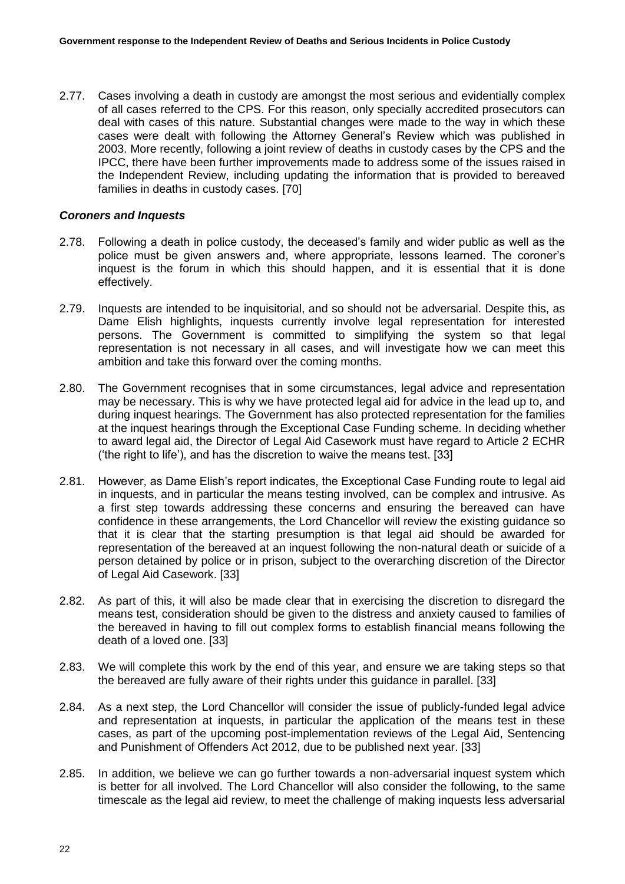2.77. Cases involving a death in custody are amongst the most serious and evidentially complex of all cases referred to the CPS. For this reason, only specially accredited prosecutors can deal with cases of this nature. Substantial changes were made to the way in which these cases were dealt with following the Attorney General's Review which was published in 2003. More recently, following a joint review of deaths in custody cases by the CPS and the IPCC, there have been further improvements made to address some of the issues raised in the Independent Review, including updating the information that is provided to bereaved families in deaths in custody cases. [70]

### *Coroners and Inquests*

2.78. Following a death in police custody, the deceased's family and wider public as well as the police must be given answers and, where appropriate, lessons learned. The coroner's inquest is the forum in which this should happen, and it is essential that it is done effectively.

2.79. Inquests are intended to be inquisitorial, and so should not be adversarial. Despite this, as Dame Elish highlights, inquests currently involve legal representation for interested persons. The Government is committed to simplifying the system so that legal representation is not necessary in all cases, and will investigate how we can meet this ambition and take this forward over the coming months.

2.80. The Government recognises that in some circumstances, legal advice and representation may be necessary. This is why we have protected legal aid for advice in the lead up to, and during inquest hearings. The Government has also protected representation for the families at the inquest hearings through the Exceptional Case Funding scheme. In deciding whether to award legal aid, the Director of Legal Aid Casework must have regard to Article 2 ECHR ('the right to life'), and has the discretion to waive the means test. [33]

2.81. However, as Dame Elish's report indicates, the Exceptional Case Funding route to legal aid in inquests, and in particular the means testing involved, can be complex and intrusive. As a first step towards addressing these concerns and ensuring the bereaved can have confidence in these arrangements, the Lord Chancellor will review the existing guidance so that it is clear that the starting presumption is that legal aid should be awarded for representation of the bereaved at an inquest following the non-natural death or suicide of a person detained by police or in prison, subject to the overarching discretion of the Director of Legal Aid Casework. [33]

2.82. As part of this, it will also be made clear that in exercising the discretion to disregard the means test, consideration should be given to the distress and anxiety caused to families of the bereaved in having to fill out complex forms to establish financial means following the death of a loved one. [33]

2.83. We will complete this work by the end of this year, and ensure we are taking steps so that the bereaved are fully aware of their rights under this guidance in parallel. [33]

2.84. As a next step, the Lord Chancellor will consider the issue of publicly-funded legal advice and representation at inquests, in particular the application of the means test in these cases, as part of the upcoming post-implementation reviews of the Legal Aid, Sentencing and Punishment of Offenders Act 2012, due to be published next year. [33]

2.85. In addition, we believe we can go further towards a non-adversarial inquest system which is better for all involved. The Lord Chancellor will also consider the following, to the same timescale as the legal aid review, to meet the challenge of making inquests less adversarial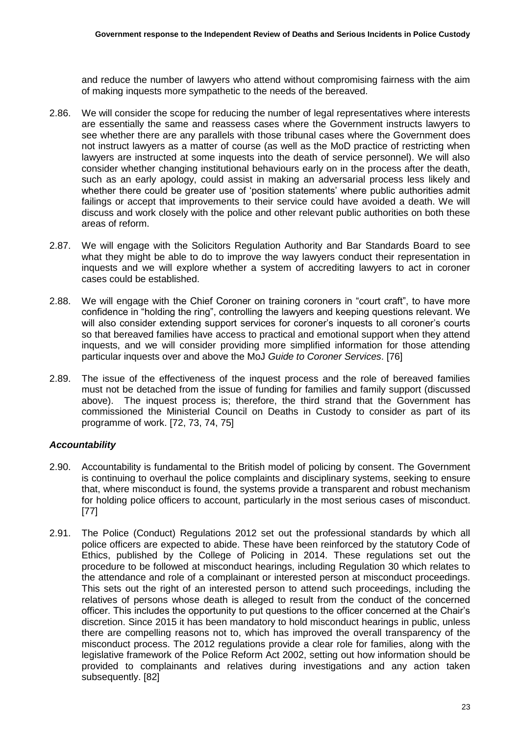and reduce the number of lawyers who attend without compromising fairness with the aim of making inquests more sympathetic to the needs of the bereaved.

2.86. We will consider the scope for reducing the number of legal representatives where interests are essentially the same and reassess cases where the Government instructs lawyers to see whether there are any parallels with those tribunal cases where the Government does not instruct lawyers as a matter of course (as well as the MoD practice of restricting when lawyers are instructed at some inquests into the death of service personnel). We will also consider whether changing institutional behaviours early on in the process after the death, such as an early apology, could assist in making an adversarial process less likely and whether there could be greater use of 'position statements' where public authorities admit failings or accept that improvements to their service could have avoided a death. We will discuss and work closely with the police and other relevant public authorities on both these areas of reform.

2.87. We will engage with the Solicitors Regulation Authority and Bar Standards Board to see what they might be able to do to improve the way lawyers conduct their representation in inquests and we will explore whether a system of accrediting lawyers to act in coroner cases could be established.

2.88. We will engage with the Chief Coroner on training coroners in "court craft", to have more confidence in "holding the ring", controlling the lawyers and keeping questions relevant. We will also consider extending support services for coroner's inquests to all coroner's courts so that bereaved families have access to practical and emotional support when they attend inquests, and we will consider providing more simplified information for those attending particular inquests over and above the MoJ *Guide to Coroner Services*. [76]

2.89. The issue of the effectiveness of the inquest process and the role of bereaved families must not be detached from the issue of funding for families and family support (discussed above). The inquest process is; therefore, the third strand that the Government has commissioned the Ministerial Council on Deaths in Custody to consider as part of its programme of work. [72, 73, 74, 75]

### *Accountability*

2.90. Accountability is fundamental to the British model of policing by consent. The Government is continuing to overhaul the police complaints and disciplinary systems, seeking to ensure that, where misconduct is found, the systems provide a transparent and robust mechanism for holding police officers to account, particularly in the most serious cases of misconduct. [77]

2.91. The Police (Conduct) Regulations 2012 set out the professional standards by which all police officers are expected to abide. These have been reinforced by the statutory Code of Ethics, published by the College of Policing in 2014. These regulations set out the procedure to be followed at misconduct hearings, including Regulation 30 which relates to the attendance and role of a complainant or interested person at misconduct proceedings. This sets out the right of an interested person to attend such proceedings, including the relatives of persons whose death is alleged to result from the conduct of the concerned officer. This includes the opportunity to put questions to the officer concerned at the Chair's discretion. Since 2015 it has been mandatory to hold misconduct hearings in public, unless there are compelling reasons not to, which has improved the overall transparency of the misconduct process. The 2012 regulations provide a clear role for families, along with the legislative framework of the Police Reform Act 2002, setting out how information should be provided to complainants and relatives during investigations and any action taken subsequently. [82]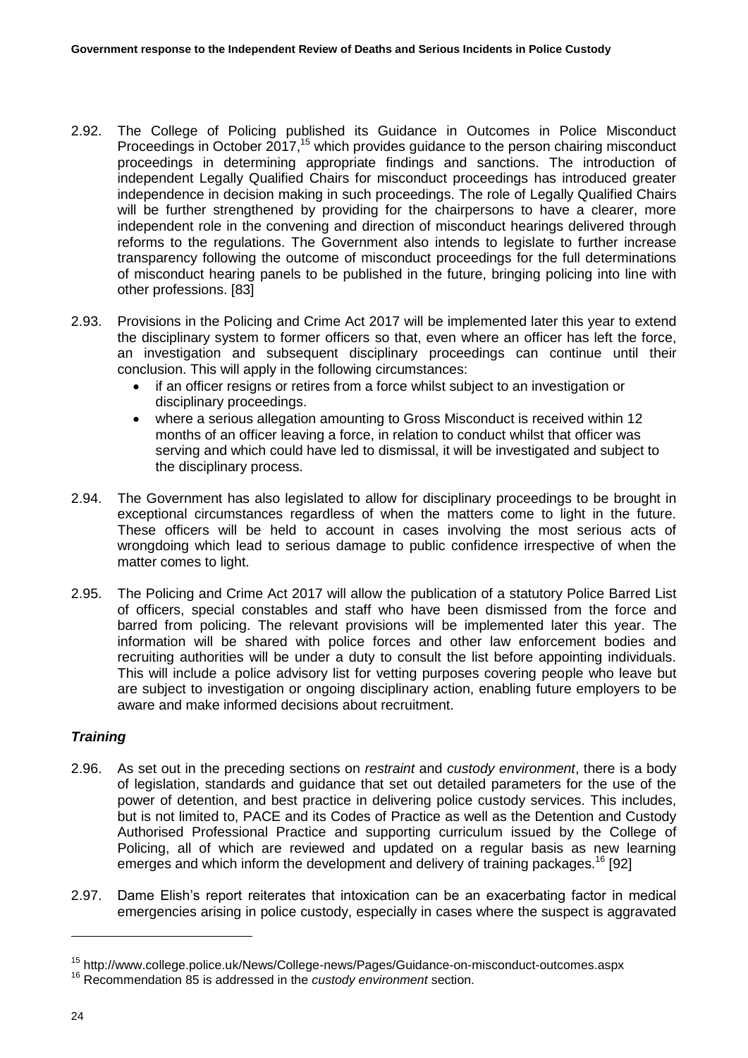2.92. The College of Policing published its Guidance in Outcomes in Police Misconduct Proceedings in October 2017,[15] which provides guidance to the person chairing misconduct proceedings in determining appropriate findings and sanctions. The introduction of independent Legally Qualified Chairs for misconduct proceedings has introduced greater independence in decision making in such proceedings. The role of Legally Qualified Chairs will be further strengthened by providing for the chairpersons to have a clearer, more independent role in the convening and direction of misconduct hearings delivered through reforms to the regulations. The Government also intends to legislate to further increase transparency following the outcome of misconduct proceedings for the full determinations of misconduct hearing panels to be published in the future, bringing policing into line with other professions. [83]

2.93. Provisions in the Policing and Crime Act 2017 will be implemented later this year to extend the disciplinary system to former officers so that, even where an officer has left the force, an investigation and subsequent disciplinary proceedings can continue until their conclusion. This will apply in the following circumstances:

- if an officer resigns or retires from a force whilst subject to an investigation or disciplinary proceedings.
- where a serious allegation amounting to Gross Misconduct is received within 12 months of an officer leaving a force, in relation to conduct whilst that officer was serving and which could have led to dismissal, it will be investigated and subject to the disciplinary process.

2.94. The Government has also legislated to allow for disciplinary proceedings to be brought in exceptional circumstances regardless of when the matters come to light in the future. These officers will be held to account in cases involving the most serious acts of wrongdoing which lead to serious damage to public confidence irrespective of when the matter comes to light.

2.95. The Policing and Crime Act 2017 will allow the publication of a statutory Police Barred List of officers, special constables and staff who have been dismissed from the force and barred from policing. The relevant provisions will be implemented later this year. The information will be shared with police forces and other law enforcement bodies and recruiting authorities will be under a duty to consult the list before appointing individuals. This will include a police advisory list for vetting purposes covering people who leave but are subject to investigation or ongoing disciplinary action, enabling future employers to be aware and make informed decisions about recruitment.

### *Training*

2.96. As set out in the preceding sections on *restraint* and *custody environment*, there is a body of legislation, standards and guidance that set out detailed parameters for the use of the power of detention, and best practice in delivering police custody services. This includes, but is not limited to, PACE and its Codes of Practice as well as the Detention and Custody Authorised Professional Practice and supporting curriculum issued by the College of Policing, all of which are reviewed and updated on a regular basis as new learning emerges and which inform the development and delivery of training packages.[16] [92]

2.97. Dame Elish's report reiterates that intoxication can be an exacerbating factor in medical emergencies arising in police custody, especially in cases where the suspect is aggravated

---

[15] http://www.college.police.uk/News/College-news/Pages/Guidance-on-misconduct-outcomes.aspx

[16] Recommendation 85 is addressed in the *custody environment* section.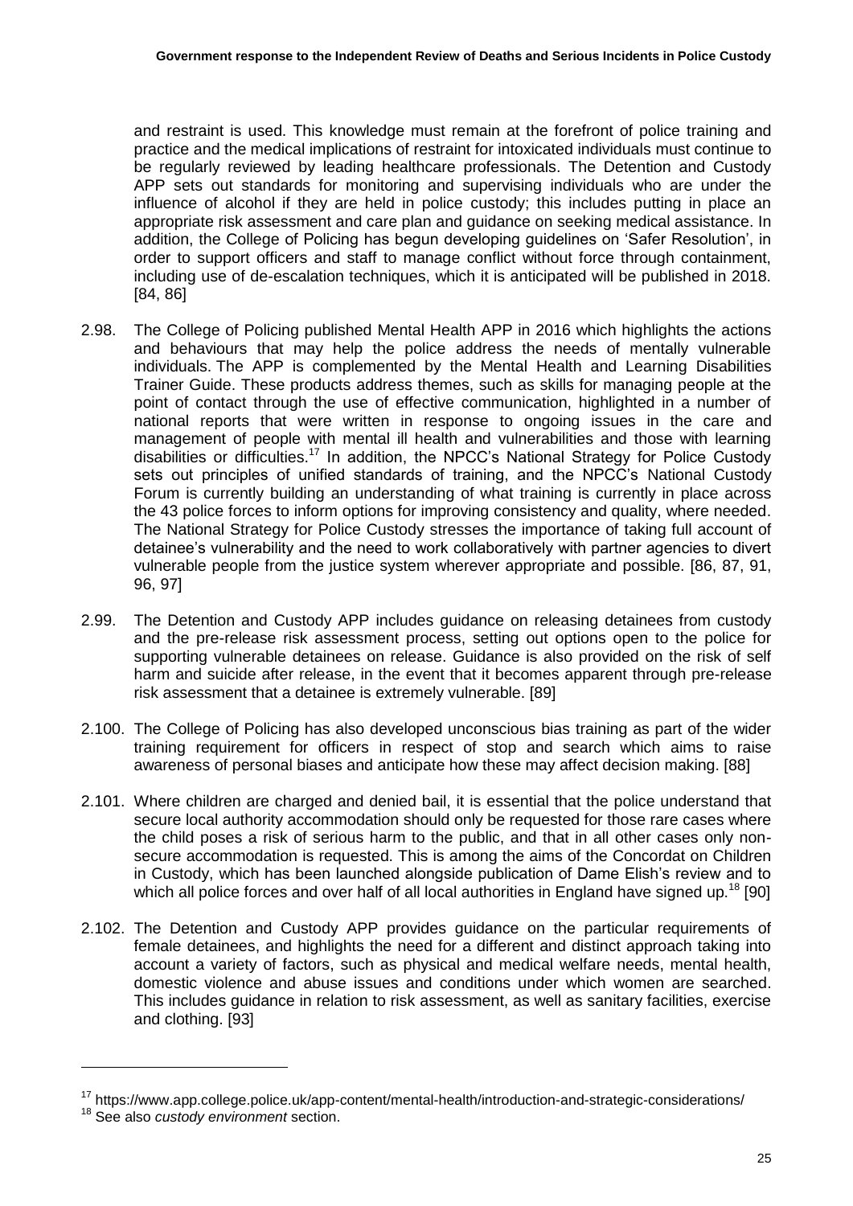and restraint is used. This knowledge must remain at the forefront of police training and practice and the medical implications of restraint for intoxicated individuals must continue to be regularly reviewed by leading healthcare professionals. The Detention and Custody APP sets out standards for monitoring and supervising individuals who are under the influence of alcohol if they are held in police custody; this includes putting in place an appropriate risk assessment and care plan and guidance on seeking medical assistance. In addition, the College of Policing has begun developing guidelines on 'Safer Resolution', in order to support officers and staff to manage conflict without force through containment, including use of de-escalation techniques, which it is anticipated will be published in 2018. [84, 86]

2.98. The College of Policing published Mental Health APP in 2016 which highlights the actions and behaviours that may help the police address the needs of mentally vulnerable individuals. The APP is complemented by the Mental Health and Learning Disabilities Trainer Guide. These products address themes, such as skills for managing people at the point of contact through the use of effective communication, highlighted in a number of national reports that were written in response to ongoing issues in the care and management of people with mental ill health and vulnerabilities and those with learning disabilities or difficulties.[17] In addition, the NPCC's National Strategy for Police Custody sets out principles of unified standards of training, and the NPCC's National Custody Forum is currently building an understanding of what training is currently in place across the 43 police forces to inform options for improving consistency and quality, where needed. The National Strategy for Police Custody stresses the importance of taking full account of detainee's vulnerability and the need to work collaboratively with partner agencies to divert vulnerable people from the justice system wherever appropriate and possible. [86, 87, 91, 96, 97]

2.99. The Detention and Custody APP includes guidance on releasing detainees from custody and the pre-release risk assessment process, setting out options open to the police for supporting vulnerable detainees on release. Guidance is also provided on the risk of self harm and suicide after release, in the event that it becomes apparent through pre-release risk assessment that a detainee is extremely vulnerable. [89]

2.100. The College of Policing has also developed unconscious bias training as part of the wider training requirement for officers in respect of stop and search which aims to raise awareness of personal biases and anticipate how these may affect decision making. [88]

2.101. Where children are charged and denied bail, it is essential that the police understand that secure local authority accommodation should only be requested for those rare cases where the child poses a risk of serious harm to the public, and that in all other cases only non-secure accommodation is requested. This is among the aims of the Concordat on Children in Custody, which has been launched alongside publication of Dame Elish's review and to which all police forces and over half of all local authorities in England have signed up.[18] [90]

2.102. The Detention and Custody APP provides guidance on the particular requirements of female detainees, and highlights the need for a different and distinct approach taking into account a variety of factors, such as physical and medical welfare needs, mental health, domestic violence and abuse issues and conditions under which women are searched. This includes guidance in relation to risk assessment, as well as sanitary facilities, exercise and clothing. [93]

---

[17] https://www.app.college.police.uk/app-content/mental-health/introduction-and-strategic-considerations/

[18] See also *custody environment* section.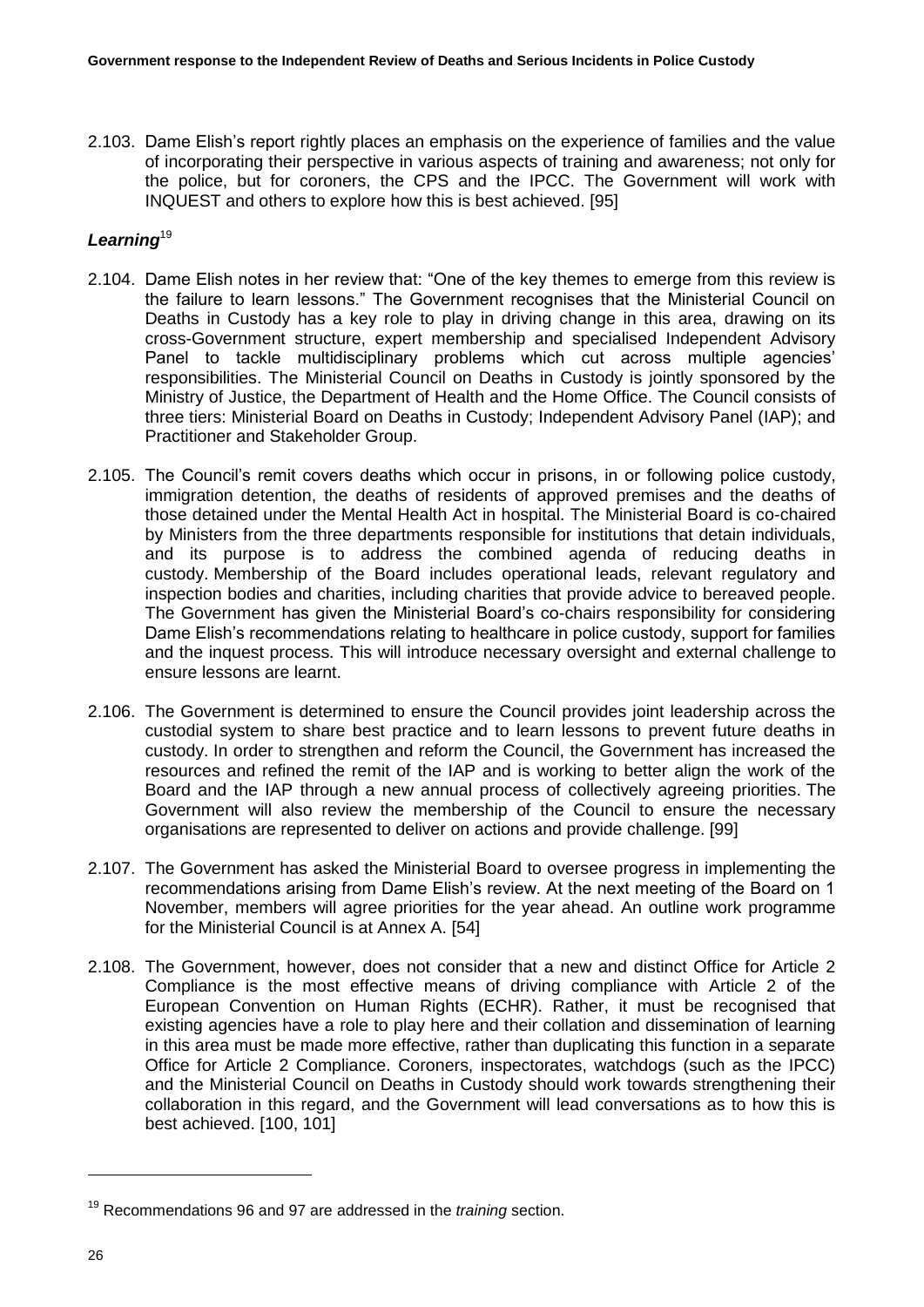2.103. Dame Elish's report rightly places an emphasis on the experience of families and the value of incorporating their perspective in various aspects of training and awareness; not only for the police, but for coroners, the CPS and the IPCC. The Government will work with INQUEST and others to explore how this is best achieved. [95]

### *Learning*[19]

2.104. Dame Elish notes in her review that: "One of the key themes to emerge from this review is the failure to learn lessons." The Government recognises that the Ministerial Council on Deaths in Custody has a key role to play in driving change in this area, drawing on its cross-Government structure, expert membership and specialised Independent Advisory Panel to tackle multidisciplinary problems which cut across multiple agencies' responsibilities. The Ministerial Council on Deaths in Custody is jointly sponsored by the Ministry of Justice, the Department of Health and the Home Office. The Council consists of three tiers: Ministerial Board on Deaths in Custody; Independent Advisory Panel (IAP); and Practitioner and Stakeholder Group.

2.105. The Council's remit covers deaths which occur in prisons, in or following police custody, immigration detention, the deaths of residents of approved premises and the deaths of those detained under the Mental Health Act in hospital. The Ministerial Board is co-chaired by Ministers from the three departments responsible for institutions that detain individuals, and its purpose is to address the combined agenda of reducing deaths in custody. Membership of the Board includes operational leads, relevant regulatory and inspection bodies and charities, including charities that provide advice to bereaved people. The Government has given the Ministerial Board's co-chairs responsibility for considering Dame Elish's recommendations relating to healthcare in police custody, support for families and the inquest process. This will introduce necessary oversight and external challenge to ensure lessons are learnt.

2.106. The Government is determined to ensure the Council provides joint leadership across the custodial system to share best practice and to learn lessons to prevent future deaths in custody. In order to strengthen and reform the Council, the Government has increased the resources and refined the remit of the IAP and is working to better align the work of the Board and the IAP through a new annual process of collectively agreeing priorities. The Government will also review the membership of the Council to ensure the necessary organisations are represented to deliver on actions and provide challenge. [99]

2.107. The Government has asked the Ministerial Board to oversee progress in implementing the recommendations arising from Dame Elish's review. At the next meeting of the Board on 1 November, members will agree priorities for the year ahead. An outline work programme for the Ministerial Council is at Annex A. [54]

2.108. The Government, however, does not consider that a new and distinct Office for Article 2 Compliance is the most effective means of driving compliance with Article 2 of the European Convention on Human Rights (ECHR). Rather, it must be recognised that existing agencies have a role to play here and their collation and dissemination of learning in this area must be made more effective, rather than duplicating this function in a separate Office for Article 2 Compliance. Coroners, inspectorates, watchdogs (such as the IPCC) and the Ministerial Council on Deaths in Custody should work towards strengthening their collaboration in this regard, and the Government will lead conversations as to how this is best achieved. [100, 101]

---

[19] Recommendations 96 and 97 are addressed in the *training* section.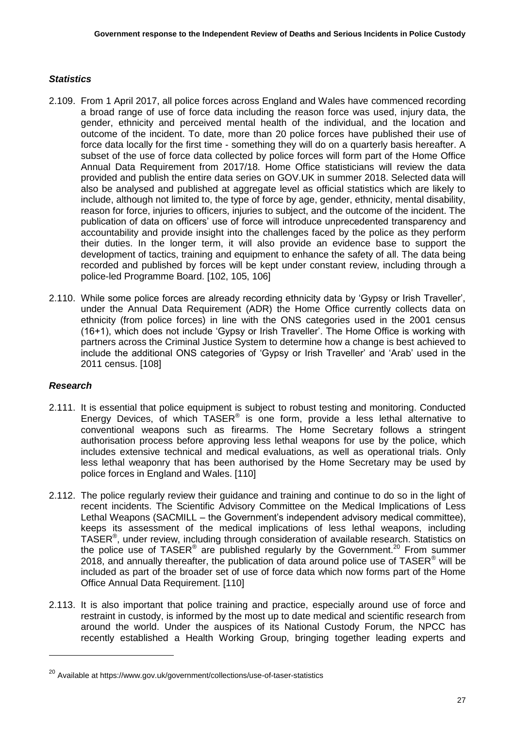### *Statistics*

2.109. From 1 April 2017, all police forces across England and Wales have commenced recording a broad range of use of force data including the reason force was used, injury data, the gender, ethnicity and perceived mental health of the individual, and the location and outcome of the incident. To date, more than 20 police forces have published their use of force data locally for the first time - something they will do on a quarterly basis hereafter. A subset of the use of force data collected by police forces will form part of the Home Office Annual Data Requirement from 2017/18. Home Office statisticians will review the data provided and publish the entire data series on GOV.UK in summer 2018. Selected data will also be analysed and published at aggregate level as official statistics which are likely to include, although not limited to, the type of force by age, gender, ethnicity, mental disability, reason for force, injuries to officers, injuries to subject, and the outcome of the incident. The publication of data on officers' use of force will introduce unprecedented transparency and accountability and provide insight into the challenges faced by the police as they perform their duties. In the longer term, it will also provide an evidence base to support the development of tactics, training and equipment to enhance the safety of all. The data being recorded and published by forces will be kept under constant review, including through a police-led Programme Board. [102, 105, 106]

2.110. While some police forces are already recording ethnicity data by 'Gypsy or Irish Traveller', under the Annual Data Requirement (ADR) the Home Office currently collects data on ethnicity (from police forces) in line with the ONS categories used in the 2001 census (16+1), which does not include 'Gypsy or Irish Traveller'. The Home Office is working with partners across the Criminal Justice System to determine how a change is best achieved to include the additional ONS categories of 'Gypsy or Irish Traveller' and 'Arab' used in the 2011 census. [108]

### *Research*

2.111. It is essential that police equipment is subject to robust testing and monitoring. Conducted Energy Devices, of which TASER® is one form, provide a less lethal alternative to conventional weapons such as firearms. The Home Secretary follows a stringent authorisation process before approving less lethal weapons for use by the police, which includes extensive technical and medical evaluations, as well as operational trials. Only less lethal weaponry that has been authorised by the Home Secretary may be used by police forces in England and Wales. [110]

2.112. The police regularly review their guidance and training and continue to do so in the light of recent incidents. The Scientific Advisory Committee on the Medical Implications of Less Lethal Weapons (SACMILL – the Government's independent advisory medical committee), keeps its assessment of the medical implications of less lethal weapons, including TASER®, under review, including through consideration of available research. Statistics on the police use of TASER® are published regularly by the Government.[20] From summer 2018, and annually thereafter, the publication of data around police use of TASER® will be included as part of the broader set of use of force data which now forms part of the Home Office Annual Data Requirement. [110]

2.113. It is also important that police training and practice, especially around use of force and restraint in custody, is informed by the most up to date medical and scientific research from around the world. Under the auspices of its National Custody Forum, the NPCC has recently established a Health Working Group, bringing together leading experts and

---

[20] Available at https://www.gov.uk/government/collections/use-of-taser-statistics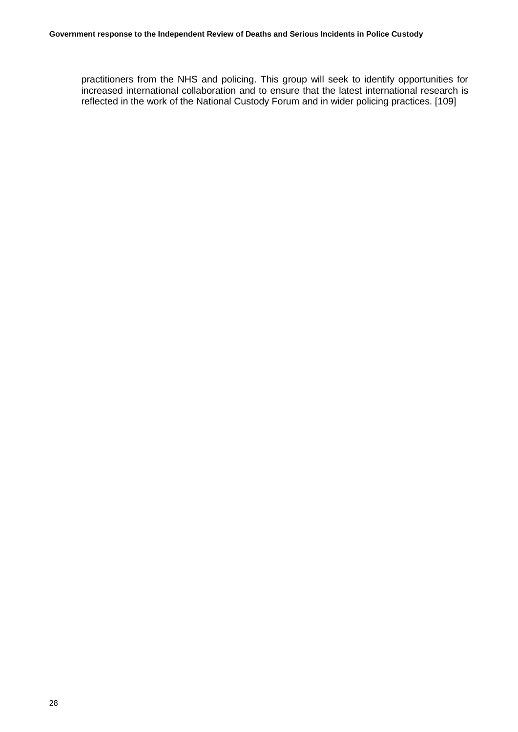practitioners from the NHS and policing. This group will seek to identify opportunities for increased international collaboration and to ensure that the latest international research is reflected in the work of the National Custody Forum and in wider policing practices. [109]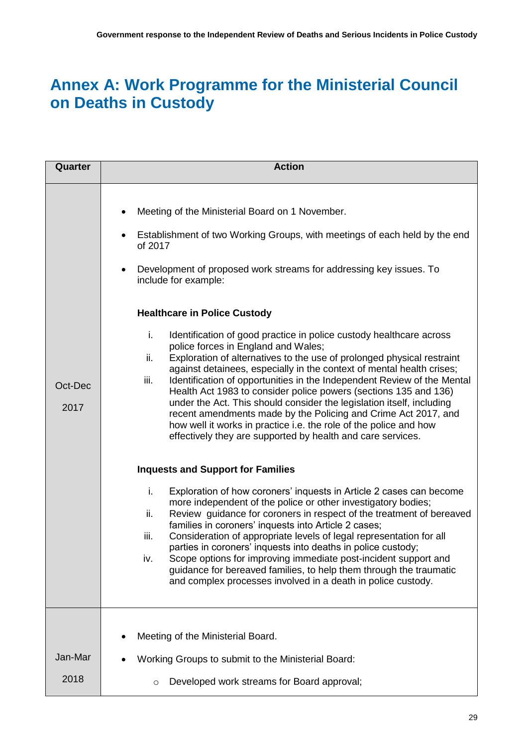# Annex A: Work Programme for the Ministerial Council on Deaths in Custody

| Quarter | Action |
|---|---|
| Oct-Dec 2017 | • Meeting of the Ministerial Board on 1 November.<br>• Establishment of two Working Groups, with meetings of each held by the end of 2017<br>• Development of proposed work streams for addressing key issues. To include for example:<br><br>**Healthcare in Police Custody**<br><br>i. Identification of good practice in police custody healthcare across police forces in England and Wales;<br>ii. Exploration of alternatives to the use of prolonged physical restraint against detainees, especially in the context of mental health crises;<br>iii. Identification of opportunities in the Independent Review of the Mental Health Act 1983 to consider police powers (sections 135 and 136) under the Act. This should consider the legislation itself, including recent amendments made by the Policing and Crime Act 2017, and how well it works in practice i.e. the role of the police and how effectively they are supported by health and care services.<br><br>**Inquests and Support for Families**<br><br>i. Exploration of how coroners' inquests in Article 2 cases can become more independent of the police or other investigatory bodies;<br>ii. Review guidance for coroners in respect of the treatment of bereaved families in coroners' inquests into Article 2 cases;<br>iii. Consideration of appropriate levels of legal representation for all parties in coroners' inquests into deaths in police custody;<br>iv. Scope options for improving immediate post-incident support and guidance for bereaved families, to help them through the traumatic and complex processes involved in a death in police custody. |
| Jan-Mar 2018 | • Meeting of the Ministerial Board.<br>• Working Groups to submit to the Ministerial Board:<br>&nbsp;&nbsp;&nbsp;&nbsp;○ Developed work streams for Board approval; |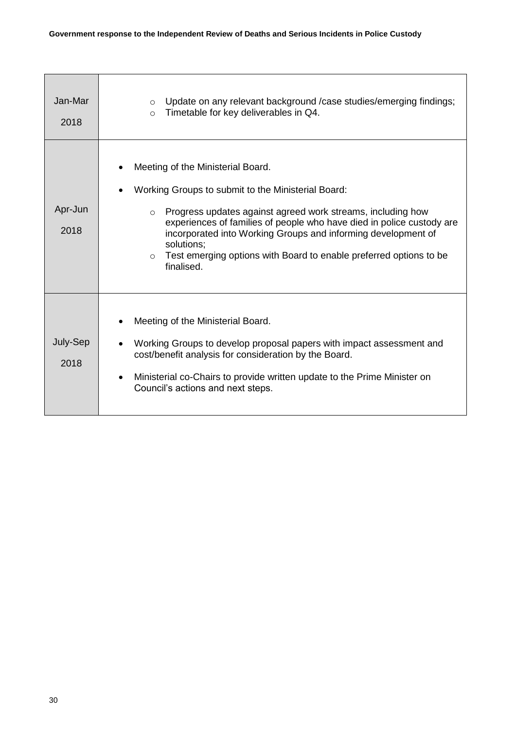| | |
|---|---|
| Jan-Mar 2018 | ○ Update on any relevant background /case studies/emerging findings;<br>○ Timetable for key deliverables in Q4. |
| Apr-Jun 2018 | • Meeting of the Ministerial Board.<br>• Working Groups to submit to the Ministerial Board:<br>○ Progress updates against agreed work streams, including how experiences of families of people who have died in police custody are incorporated into Working Groups and informing development of solutions;<br>○ Test emerging options with Board to enable preferred options to be finalised. |
| July-Sep 2018 | • Meeting of the Ministerial Board.<br>• Working Groups to develop proposal papers with impact assessment and cost/benefit analysis for consideration by the Board.<br>• Ministerial co-Chairs to provide written update to the Prime Minister on Council's actions and next steps. |